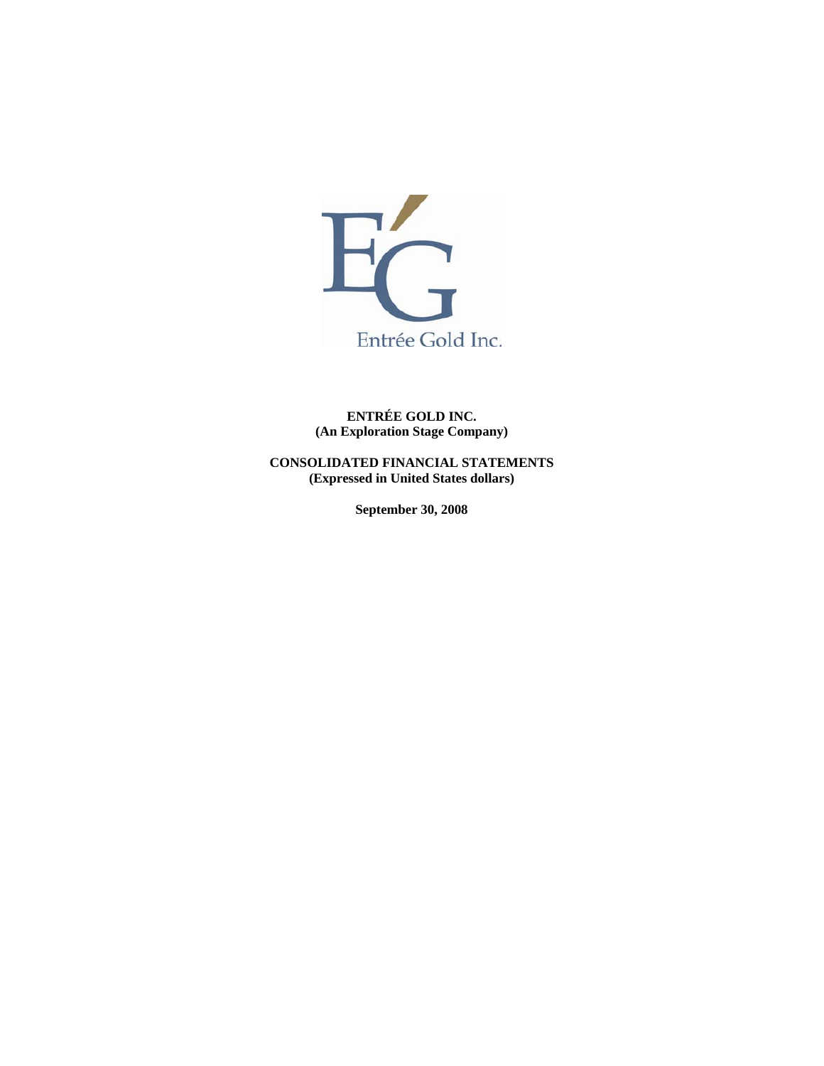Entrée Gold Inc.

**ENTRÉE GOLD INC.**
**(An Exploration Stage Company)**

**CONSOLIDATED FINANCIAL STATEMENTS**
**(Expressed in United States dollars)**

**September 30, 2008**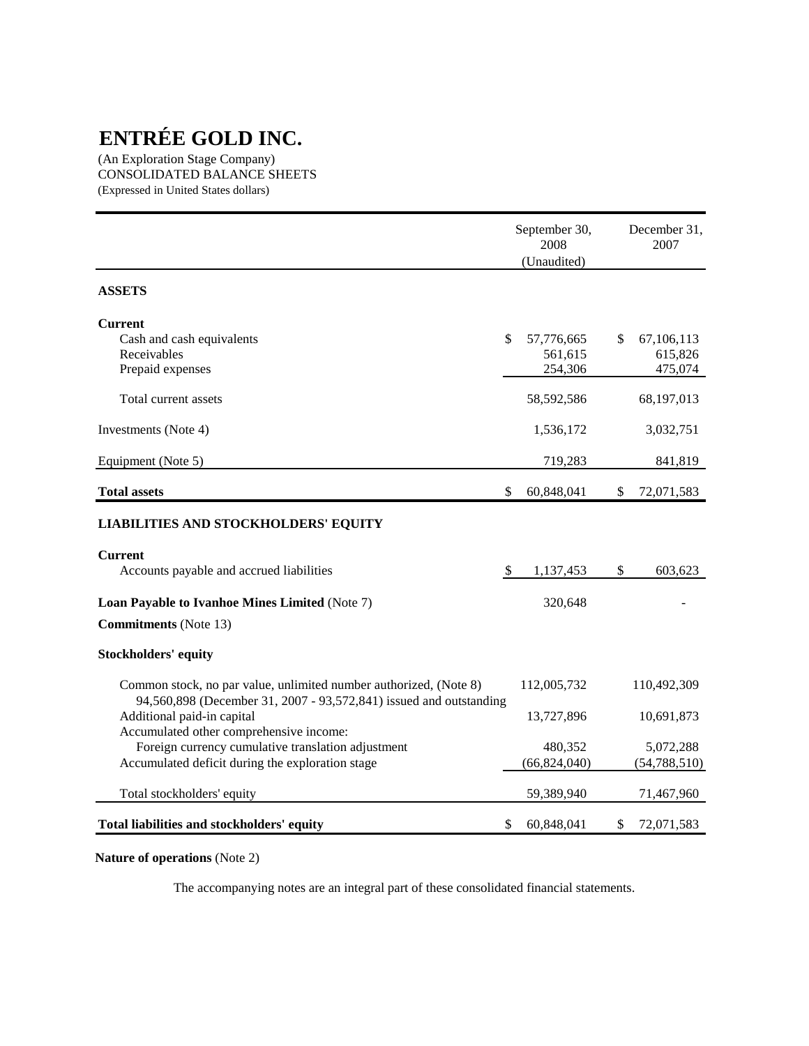# ENTRÉE GOLD INC.

(An Exploration Stage Company)
CONSOLIDATED BALANCE SHEETS
(Expressed in United States dollars)

| | September 30, 2008 (Unaudited) | December 31, 2007 |
|---|---|---|
| **ASSETS** | | |
| **Current** | | |
| Cash and cash equivalents | $ 57,776,665 | $ 67,106,113 |
| Receivables | 561,615 | 615,826 |
| Prepaid expenses | 254,306 | 475,074 |
| Total current assets | 58,592,586 | 68,197,013 |
| Investments (Note 4) | 1,536,172 | 3,032,751 |
| Equipment (Note 5) | 719,283 | 841,819 |
| **Total assets** | $ 60,848,041 | $ 72,071,583 |
| **LIABILITIES AND STOCKHOLDERS' EQUITY** | | |
| **Current** | | |
| Accounts payable and accrued liabilities | $ 1,137,453 | $ 603,623 |
| **Loan Payable to Ivanhoe Mines Limited** (Note 7) | 320,648 | - |
| **Commitments** (Note 13) | | |
| **Stockholders' equity** | | |
| Common stock, no par value, unlimited number authorized, (Note 8) 94,560,898 (December 31, 2007 - 93,572,841) issued and outstanding | 112,005,732 | 110,492,309 |
| Additional paid-in capital | 13,727,896 | 10,691,873 |
| Accumulated other comprehensive income: | | |
| Foreign currency cumulative translation adjustment | 480,352 | 5,072,288 |
| Accumulated deficit during the exploration stage | (66,824,040) | (54,788,510) |
| Total stockholders' equity | 59,389,940 | 71,467,960 |
| **Total liabilities and stockholders' equity** | $ 60,848,041 | $ 72,071,583 |

**Nature of operations** (Note 2)

The accompanying notes are an integral part of these consolidated financial statements.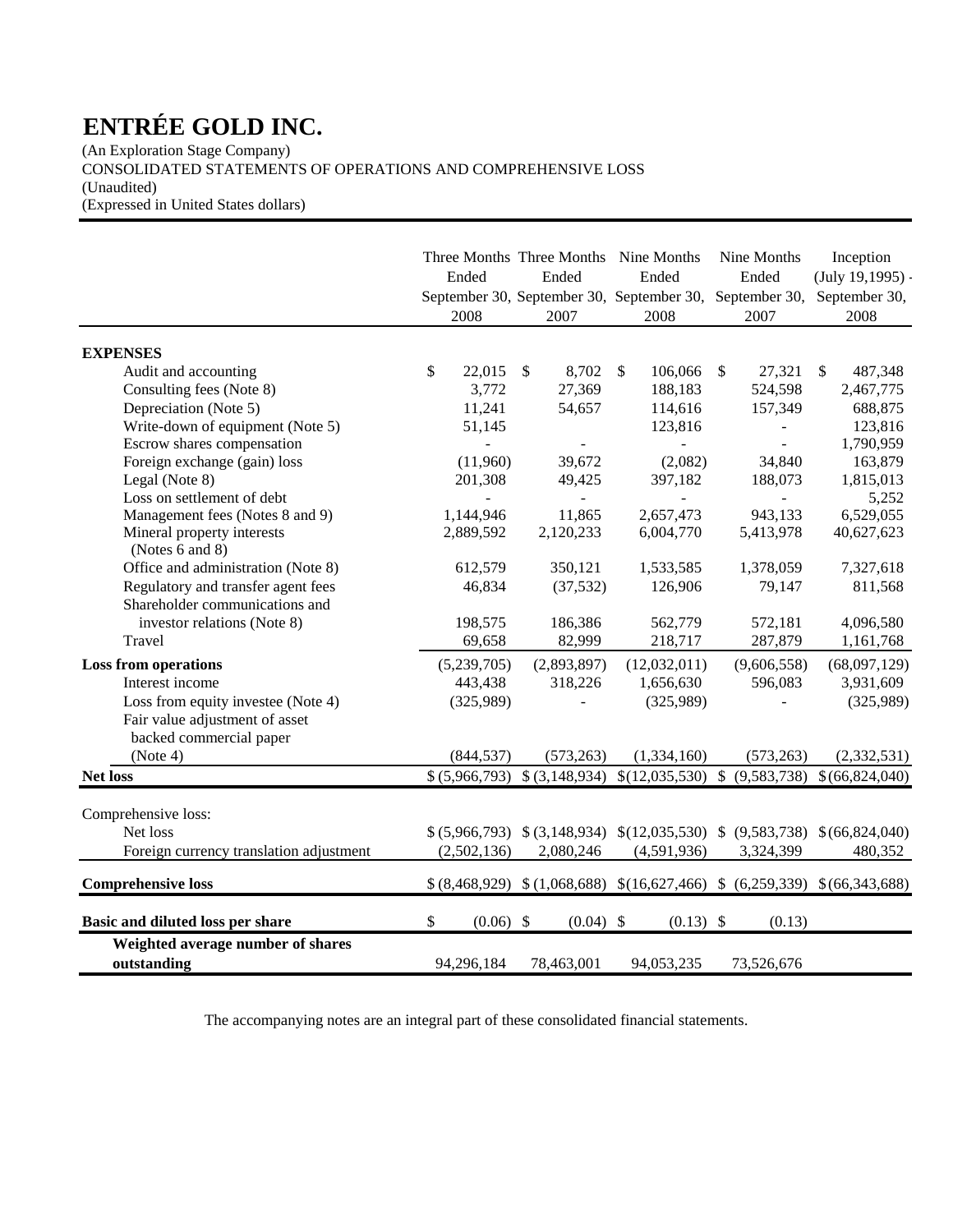# ENTRÉE GOLD INC.

(An Exploration Stage Company)
CONSOLIDATED STATEMENTS OF OPERATIONS AND COMPREHENSIVE LOSS
(Unaudited)
(Expressed in United States dollars)

| | Three Months Ended September 30, 2008 | Three Months Ended September 30, 2007 | Nine Months Ended September 30, 2008 | Nine Months Ended September 30, 2007 | Inception (July 19,1995) - September 30, 2008 |
|---|---|---|---|---|---|
| **EXPENSES** | | | | | |
| Audit and accounting | $ 22,015 | $ 8,702 | $ 106,066 | $ 27,321 | $ 487,348 |
| Consulting fees (Note 8) | 3,772 | 27,369 | 188,183 | 524,598 | 2,467,775 |
| Depreciation (Note 5) | 11,241 | 54,657 | 114,616 | 157,349 | 688,875 |
| Write-down of equipment (Note 5) | 51,145 | - | 123,816 | - | 123,816 |
| Escrow shares compensation | - | - | - | - | 1,790,959 |
| Foreign exchange (gain) loss | (11,960) | 39,672 | (2,082) | 34,840 | 163,879 |
| Legal (Note 8) | 201,308 | 49,425 | 397,182 | 188,073 | 1,815,013 |
| Loss on settlement of debt | - | - | - | - | 5,252 |
| Management fees (Notes 8 and 9) | 1,144,946 | 11,865 | 2,657,473 | 943,133 | 6,529,055 |
| Mineral property interests (Notes 6 and 8) | 2,889,592 | 2,120,233 | 6,004,770 | 5,413,978 | 40,627,623 |
| Office and administration (Note 8) | 612,579 | 350,121 | 1,533,585 | 1,378,059 | 7,327,618 |
| Regulatory and transfer agent fees | 46,834 | (37,532) | 126,906 | 79,147 | 811,568 |
| Shareholder communications and investor relations (Note 8) | 198,575 | 186,386 | 562,779 | 572,181 | 4,096,580 |
| Travel | 69,658 | 82,999 | 218,717 | 287,879 | 1,161,768 |
| **Loss from operations** | (5,239,705) | (2,893,897) | (12,032,011) | (9,606,558) | (68,097,129) |
| Interest income | 443,438 | 318,226 | 1,656,630 | 596,083 | 3,931,609 |
| Loss from equity investee (Note 4) | (325,989) | - | (325,989) | - | (325,989) |
| Fair value adjustment of asset backed commercial paper (Note 4) | (844,537) | (573,263) | (1,334,160) | (573,263) | (2,332,531) |
| **Net loss** | $ (5,966,793) | $ (3,148,934) | $ (12,035,530) | $ (9,583,738) | $ (66,824,040) |
| Comprehensive loss: | | | | | |
| Net loss | $ (5,966,793) | $ (3,148,934) | $ (12,035,530) | $ (9,583,738) | $ (66,824,040) |
| Foreign currency translation adjustment | (2,502,136) | 2,080,246 | (4,591,936) | 3,324,399 | 480,352 |
| **Comprehensive loss** | $ (8,468,929) | $ (1,068,688) | $ (16,627,466) | $ (6,259,339) | $ (66,343,688) |
| **Basic and diluted loss per share** | $ (0.06) | $ (0.04) | $ (0.13) | $ (0.13) | |
| **Weighted average number of shares outstanding** | 94,296,184 | 78,463,001 | 94,053,235 | 73,526,676 | |

The accompanying notes are an integral part of these consolidated financial statements.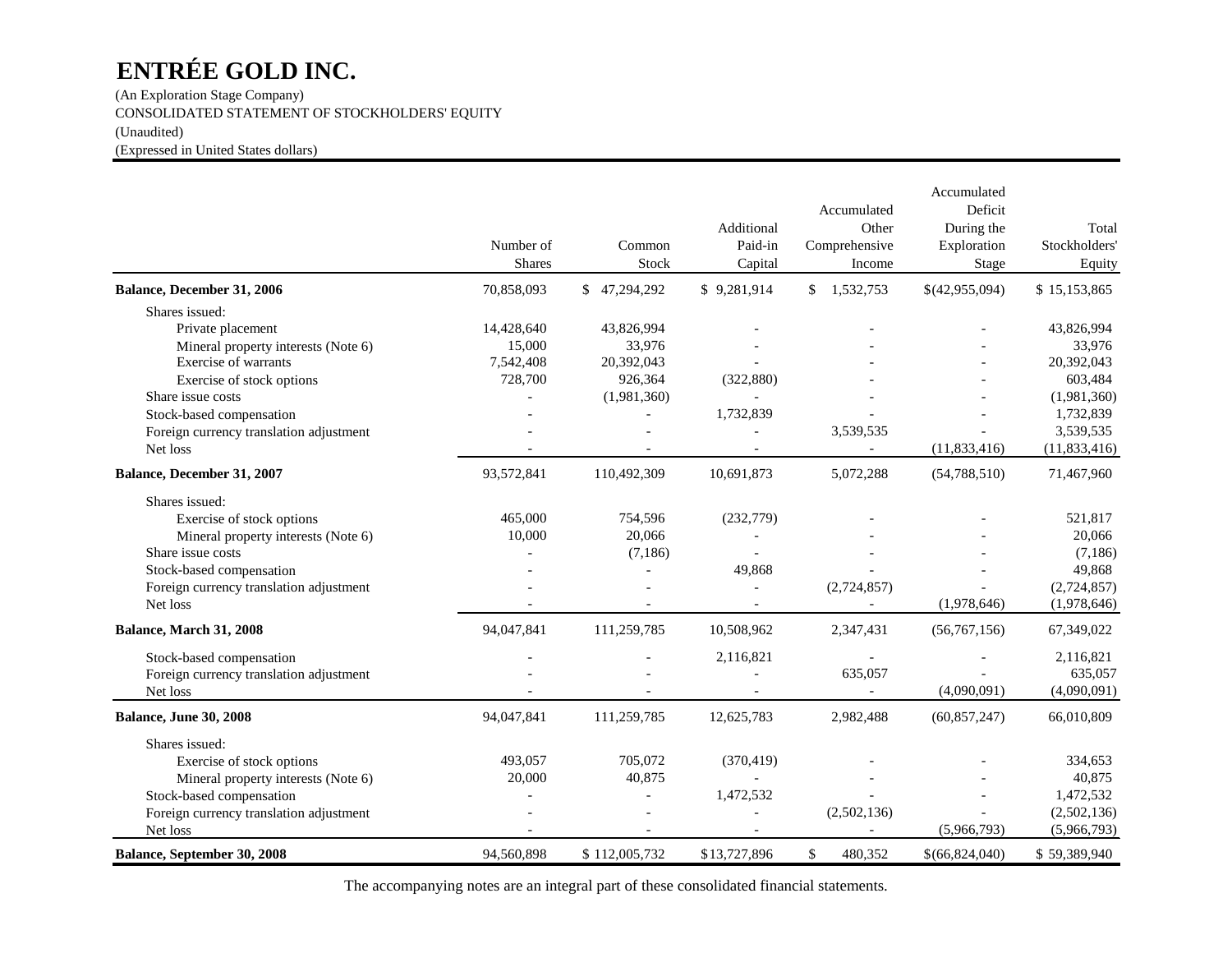# ENTRÉE GOLD INC.

(An Exploration Stage Company)
CONSOLIDATED STATEMENT OF STOCKHOLDERS' EQUITY
(Unaudited)
(Expressed in United States dollars)

| | Number of Shares | Common Stock | Additional Paid-in Capital | Accumulated Other Comprehensive Income | Accumulated Deficit During the Exploration Stage | Total Stockholders' Equity |
|---|---|---|---|---|---|---|
| **Balance, December 31, 2006** | 70,858,093 | $ 47,294,292 | $ 9,281,914 | $ 1,532,753 | $(42,955,094) | $ 15,153,865 |
| Shares issued: | | | | | | |
| Private placement | 14,428,640 | 43,826,994 | - | - | - | 43,826,994 |
| Mineral property interests (Note 6) | 15,000 | 33,976 | - | - | - | 33,976 |
| Exercise of warrants | 7,542,408 | 20,392,043 | - | - | - | 20,392,043 |
| Exercise of stock options | 728,700 | 926,364 | (322,880) | - | - | 603,484 |
| Share issue costs | - | (1,981,360) | - | - | - | (1,981,360) |
| Stock-based compensation | - | - | 1,732,839 | - | - | 1,732,839 |
| Foreign currency translation adjustment | - | - | - | 3,539,535 | - | 3,539,535 |
| Net loss | - | - | - | - | (11,833,416) | (11,833,416) |
| **Balance, December 31, 2007** | 93,572,841 | 110,492,309 | 10,691,873 | 5,072,288 | (54,788,510) | 71,467,960 |
| Shares issued: | | | | | | |
| Exercise of stock options | 465,000 | 754,596 | (232,779) | - | - | 521,817 |
| Mineral property interests (Note 6) | 10,000 | 20,066 | - | - | - | 20,066 |
| Share issue costs | - | (7,186) | - | - | - | (7,186) |
| Stock-based compensation | - | - | 49,868 | - | - | 49,868 |
| Foreign currency translation adjustment | - | - | - | (2,724,857) | - | (2,724,857) |
| Net loss | - | - | - | - | (1,978,646) | (1,978,646) |
| **Balance, March 31, 2008** | 94,047,841 | 111,259,785 | 10,508,962 | 2,347,431 | (56,767,156) | 67,349,022 |
| Stock-based compensation | - | - | 2,116,821 | - | - | 2,116,821 |
| Foreign currency translation adjustment | - | - | - | 635,057 | - | 635,057 |
| Net loss | - | - | - | - | (4,090,091) | (4,090,091) |
| **Balance, June 30, 2008** | 94,047,841 | 111,259,785 | 12,625,783 | 2,982,488 | (60,857,247) | 66,010,809 |
| Shares issued: | | | | | | |
| Exercise of stock options | 493,057 | 705,072 | (370,419) | - | - | 334,653 |
| Mineral property interests (Note 6) | 20,000 | 40,875 | - | - | - | 40,875 |
| Stock-based compensation | - | - | 1,472,532 | - | - | 1,472,532 |
| Foreign currency translation adjustment | - | - | - | (2,502,136) | - | (2,502,136) |
| Net loss | - | - | - | - | (5,966,793) | (5,966,793) |
| **Balance, September 30, 2008** | 94,560,898 | $ 112,005,732 | $13,727,896 | $ 480,352 | $(66,824,040) | $ 59,389,940 |

The accompanying notes are an integral part of these consolidated financial statements.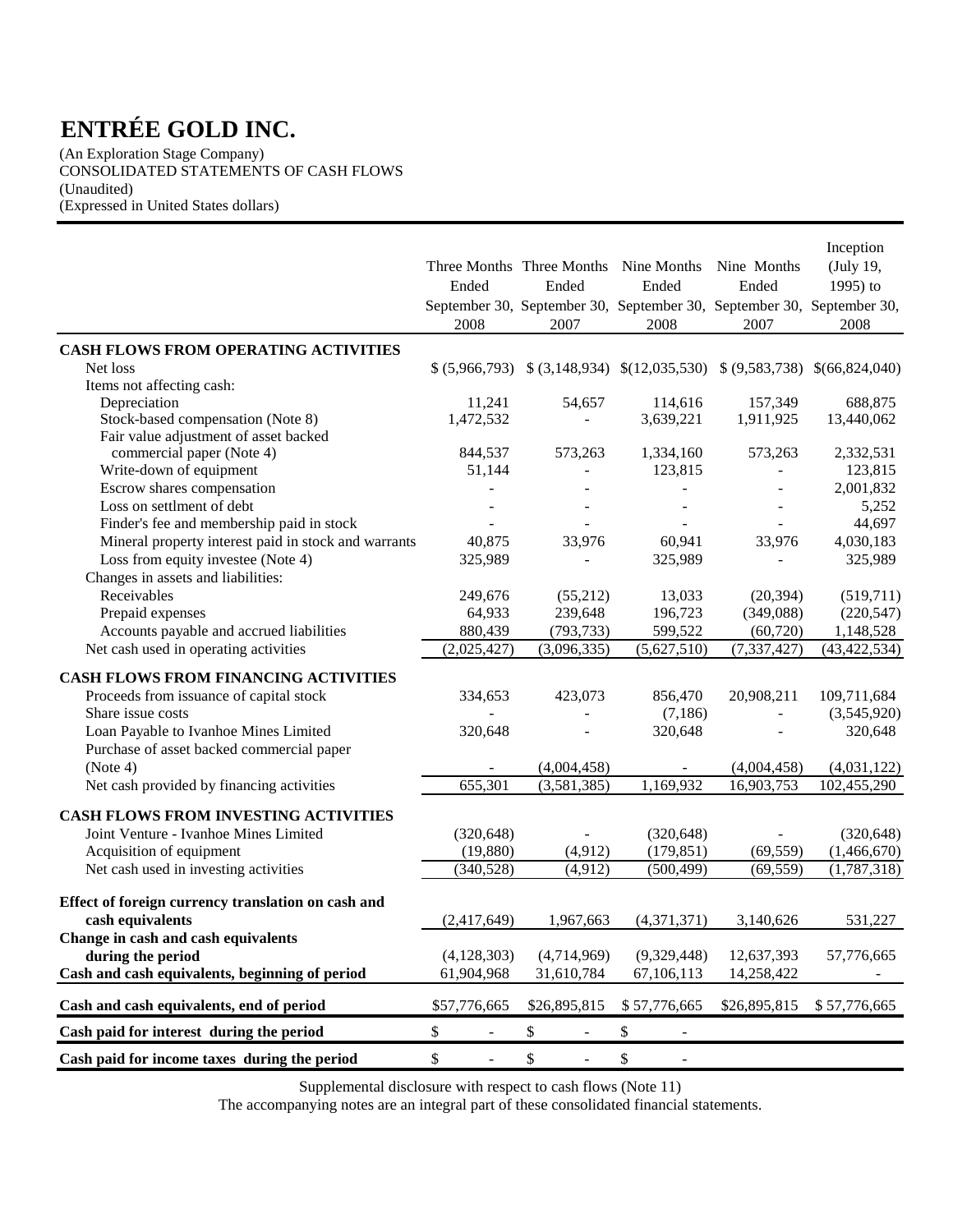# ENTRÉE GOLD INC.

(An Exploration Stage Company)
CONSOLIDATED STATEMENTS OF CASH FLOWS
(Unaudited)
(Expressed in United States dollars)

| | Three Months Ended September 30, 2008 | Three Months Ended September 30, 2007 | Nine Months Ended September 30, 2008 | Nine Months Ended September 30, 2007 | Inception (July 19, 1995) to September 30, 2008 |
|---|---|---|---|---|---|
| **CASH FLOWS FROM OPERATING ACTIVITIES** | | | | | |
| Net loss | $ (5,966,793) | $ (3,148,934) | $(12,035,530) | $ (9,583,738) | $(66,824,040) |
| Items not affecting cash: | | | | | |
| Depreciation | 11,241 | 54,657 | 114,616 | 157,349 | 688,875 |
| Stock-based compensation (Note 8) | 1,472,532 | - | 3,639,221 | 1,911,925 | 13,440,062 |
| Fair value adjustment of asset backed commercial paper (Note 4) | 844,537 | 573,263 | 1,334,160 | 573,263 | 2,332,531 |
| Write-down of equipment | 51,144 | - | 123,815 | - | 123,815 |
| Escrow shares compensation | - | - | - | - | 2,001,832 |
| Loss on settlment of debt | - | - | - | - | 5,252 |
| Finder's fee and membership paid in stock | - | - | - | - | 44,697 |
| Mineral property interest paid in stock and warrants | 40,875 | 33,976 | 60,941 | 33,976 | 4,030,183 |
| Loss from equity investee (Note 4) | 325,989 | - | 325,989 | - | 325,989 |
| Changes in assets and liabilities: | | | | | |
| Receivables | 249,676 | (55,212) | 13,033 | (20,394) | (519,711) |
| Prepaid expenses | 64,933 | 239,648 | 196,723 | (349,088) | (220,547) |
| Accounts payable and accrued liabilities | 880,439 | (793,733) | 599,522 | (60,720) | 1,148,528 |
| Net cash used in operating activities | (2,025,427) | (3,096,335) | (5,627,510) | (7,337,427) | (43,422,534) |
| **CASH FLOWS FROM FINANCING ACTIVITIES** | | | | | |
| Proceeds from issuance of capital stock | 334,653 | 423,073 | 856,470 | 20,908,211 | 109,711,684 |
| Share issue costs | - | - | (7,186) | - | (3,545,920) |
| Loan Payable to Ivanhoe Mines Limited | 320,648 | - | 320,648 | - | 320,648 |
| Purchase of asset backed commercial paper (Note 4) | - | (4,004,458) | - | (4,004,458) | (4,031,122) |
| Net cash provided by financing activities | 655,301 | (3,581,385) | 1,169,932 | 16,903,753 | 102,455,290 |
| **CASH FLOWS FROM INVESTING ACTIVITIES** | | | | | |
| Joint Venture - Ivanhoe Mines Limited | (320,648) | - | (320,648) | - | (320,648) |
| Acquisition of equipment | (19,880) | (4,912) | (179,851) | (69,559) | (1,466,670) |
| Net cash used in investing activities | (340,528) | (4,912) | (500,499) | (69,559) | (1,787,318) |
| **Effect of foreign currency translation on cash and cash equivalents** | (2,417,649) | 1,967,663 | (4,371,371) | 3,140,626 | 531,227 |
| **Change in cash and cash equivalents during the period** | (4,128,303) | (4,714,969) | (9,329,448) | 12,637,393 | 57,776,665 |
| **Cash and cash equivalents, beginning of period** | 61,904,968 | 31,610,784 | 67,106,113 | 14,258,422 | - |
| **Cash and cash equivalents, end of period** | $57,776,665 | $26,895,815 | $ 57,776,665 | $26,895,815 | $ 57,776,665 |
| **Cash paid for interest during the period** | $ - | $ - | $ - | | |
| **Cash paid for income taxes during the period** | $ - | $ - | $ - | | |

Supplemental disclosure with respect to cash flows (Note 11)

The accompanying notes are an integral part of these consolidated financial statements.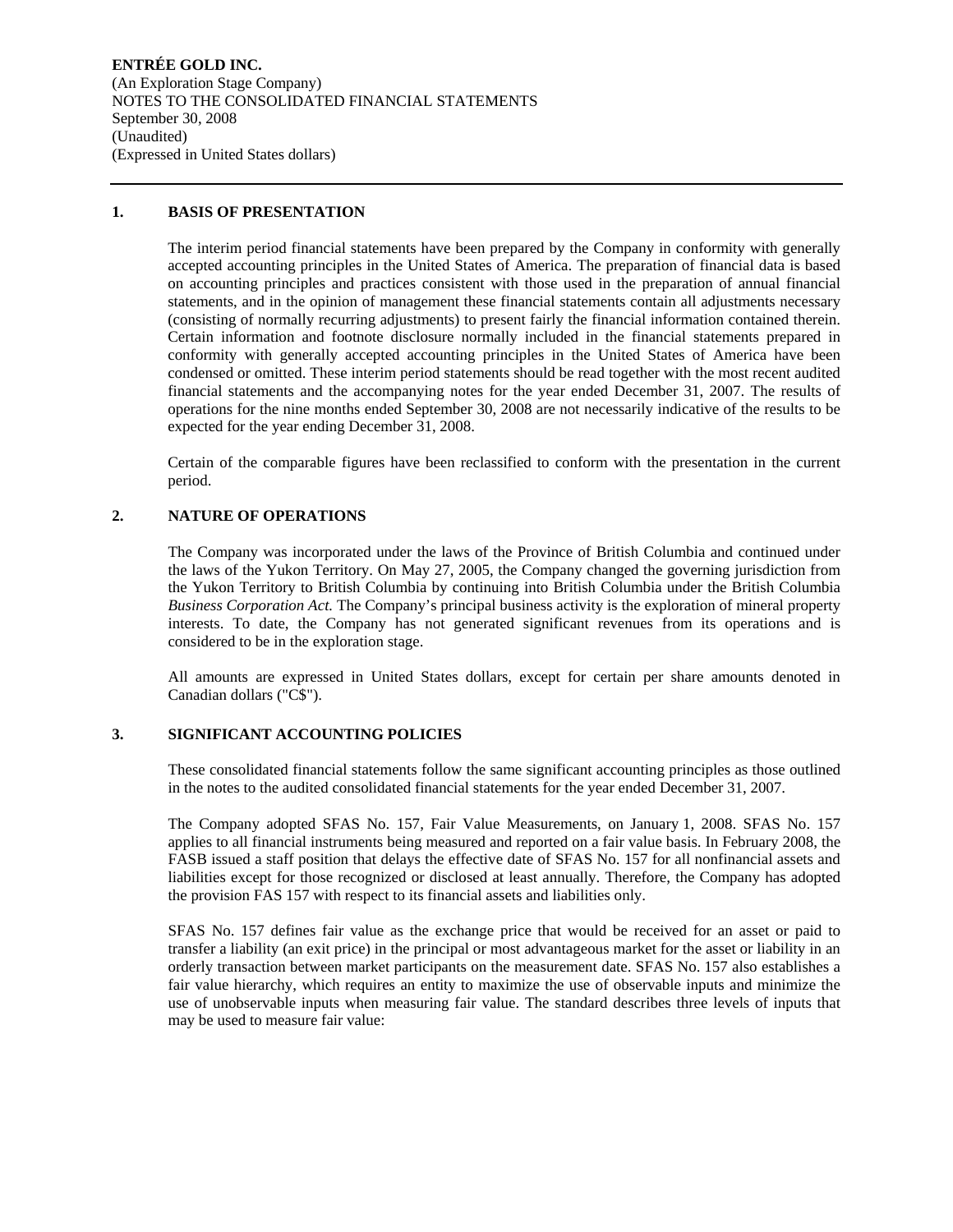**ENTRÉE GOLD INC.**
(An Exploration Stage Company)
NOTES TO THE CONSOLIDATED FINANCIAL STATEMENTS
September 30, 2008
(Unaudited)
(Expressed in United States dollars)

## 1. BASIS OF PRESENTATION

The interim period financial statements have been prepared by the Company in conformity with generally accepted accounting principles in the United States of America. The preparation of financial data is based on accounting principles and practices consistent with those used in the preparation of annual financial statements, and in the opinion of management these financial statements contain all adjustments necessary (consisting of normally recurring adjustments) to present fairly the financial information contained therein. Certain information and footnote disclosure normally included in the financial statements prepared in conformity with generally accepted accounting principles in the United States of America have been condensed or omitted. These interim period statements should be read together with the most recent audited financial statements and the accompanying notes for the year ended December 31, 2007. The results of operations for the nine months ended September 30, 2008 are not necessarily indicative of the results to be expected for the year ending December 31, 2008.

Certain of the comparable figures have been reclassified to conform with the presentation in the current period.

## 2. NATURE OF OPERATIONS

The Company was incorporated under the laws of the Province of British Columbia and continued under the laws of the Yukon Territory. On May 27, 2005, the Company changed the governing jurisdiction from the Yukon Territory to British Columbia by continuing into British Columbia under the British Columbia *Business Corporation Act.* The Company's principal business activity is the exploration of mineral property interests. To date, the Company has not generated significant revenues from its operations and is considered to be in the exploration stage.

All amounts are expressed in United States dollars, except for certain per share amounts denoted in Canadian dollars ("C$").

## 3. SIGNIFICANT ACCOUNTING POLICIES

These consolidated financial statements follow the same significant accounting principles as those outlined in the notes to the audited consolidated financial statements for the year ended December 31, 2007.

The Company adopted SFAS No. 157, Fair Value Measurements, on January 1, 2008. SFAS No. 157 applies to all financial instruments being measured and reported on a fair value basis. In February 2008, the FASB issued a staff position that delays the effective date of SFAS No. 157 for all nonfinancial assets and liabilities except for those recognized or disclosed at least annually. Therefore, the Company has adopted the provision FAS 157 with respect to its financial assets and liabilities only.

SFAS No. 157 defines fair value as the exchange price that would be received for an asset or paid to transfer a liability (an exit price) in the principal or most advantageous market for the asset or liability in an orderly transaction between market participants on the measurement date. SFAS No. 157 also establishes a fair value hierarchy, which requires an entity to maximize the use of observable inputs and minimize the use of unobservable inputs when measuring fair value. The standard describes three levels of inputs that may be used to measure fair value: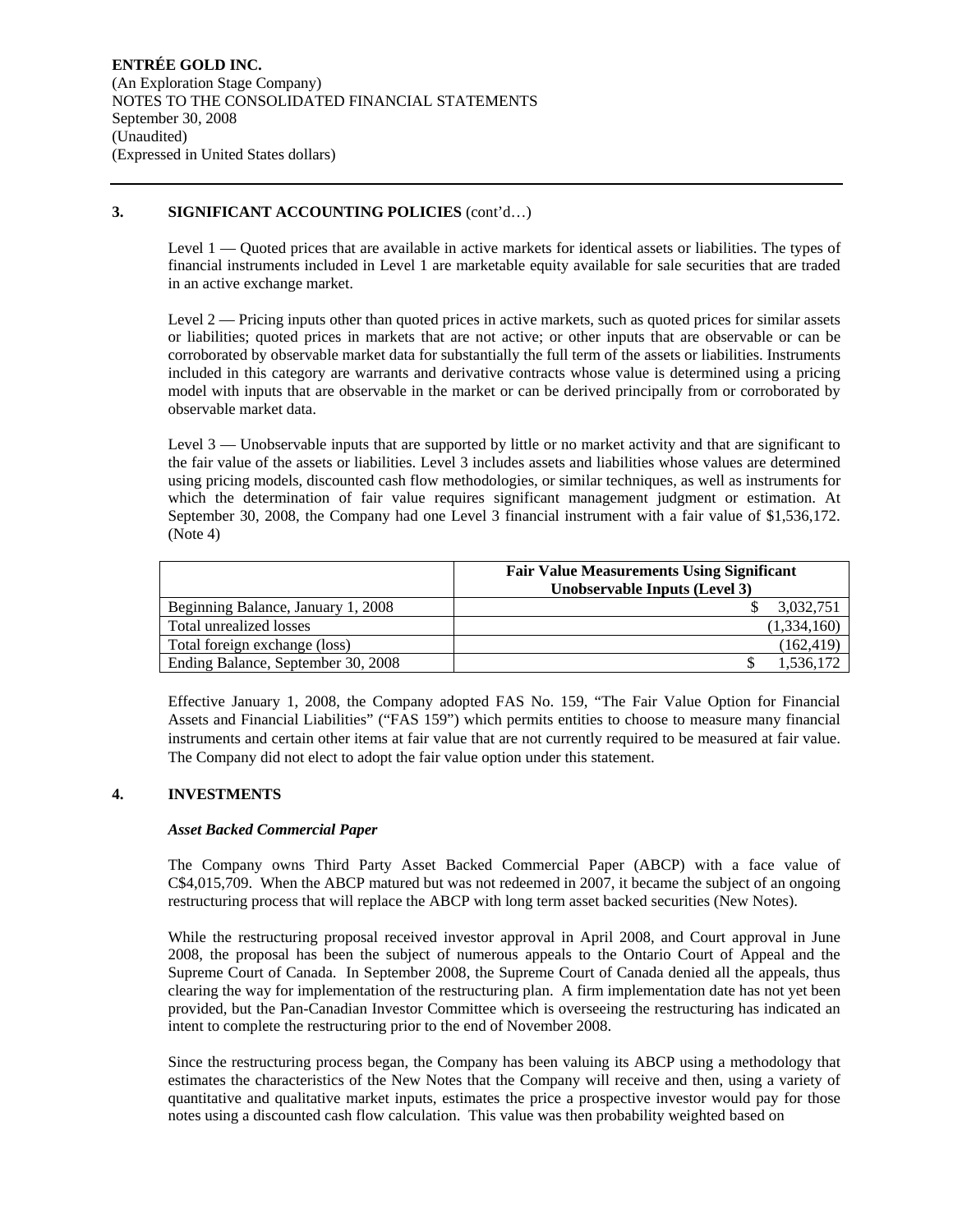### 3. SIGNIFICANT ACCOUNTING POLICIES (cont'd…)

Level 1 — Quoted prices that are available in active markets for identical assets or liabilities. The types of financial instruments included in Level 1 are marketable equity available for sale securities that are traded in an active exchange market.

Level 2 — Pricing inputs other than quoted prices in active markets, such as quoted prices for similar assets or liabilities; quoted prices in markets that are not active; or other inputs that are observable or can be corroborated by observable market data for substantially the full term of the assets or liabilities. Instruments included in this category are warrants and derivative contracts whose value is determined using a pricing model with inputs that are observable in the market or can be derived principally from or corroborated by observable market data.

Level 3 — Unobservable inputs that are supported by little or no market activity and that are significant to the fair value of the assets or liabilities. Level 3 includes assets and liabilities whose values are determined using pricing models, discounted cash flow methodologies, or similar techniques, as well as instruments for which the determination of fair value requires significant management judgment or estimation. At September 30, 2008, the Company had one Level 3 financial instrument with a fair value of $1,536,172. (Note 4)

| | Fair Value Measurements Using Significant Unobservable Inputs (Level 3) |
|---|---|
| Beginning Balance, January 1, 2008 | $ 3,032,751 |
| Total unrealized losses | (1,334,160) |
| Total foreign exchange (loss) | (162,419) |
| Ending Balance, September 30, 2008 | $ 1,536,172 |

Effective January 1, 2008, the Company adopted FAS No. 159, "The Fair Value Option for Financial Assets and Financial Liabilities" ("FAS 159") which permits entities to choose to measure many financial instruments and certain other items at fair value that are not currently required to be measured at fair value. The Company did not elect to adopt the fair value option under this statement.

### 4. INVESTMENTS

***Asset Backed Commercial Paper***

The Company owns Third Party Asset Backed Commercial Paper (ABCP) with a face value of C$4,015,709. When the ABCP matured but was not redeemed in 2007, it became the subject of an ongoing restructuring process that will replace the ABCP with long term asset backed securities (New Notes).

While the restructuring proposal received investor approval in April 2008, and Court approval in June 2008, the proposal has been the subject of numerous appeals to the Ontario Court of Appeal and the Supreme Court of Canada. In September 2008, the Supreme Court of Canada denied all the appeals, thus clearing the way for implementation of the restructuring plan. A firm implementation date has not yet been provided, but the Pan-Canadian Investor Committee which is overseeing the restructuring has indicated an intent to complete the restructuring prior to the end of November 2008.

Since the restructuring process began, the Company has been valuing its ABCP using a methodology that estimates the characteristics of the New Notes that the Company will receive and then, using a variety of quantitative and qualitative market inputs, estimates the price a prospective investor would pay for those notes using a discounted cash flow calculation. This value was then probability weighted based on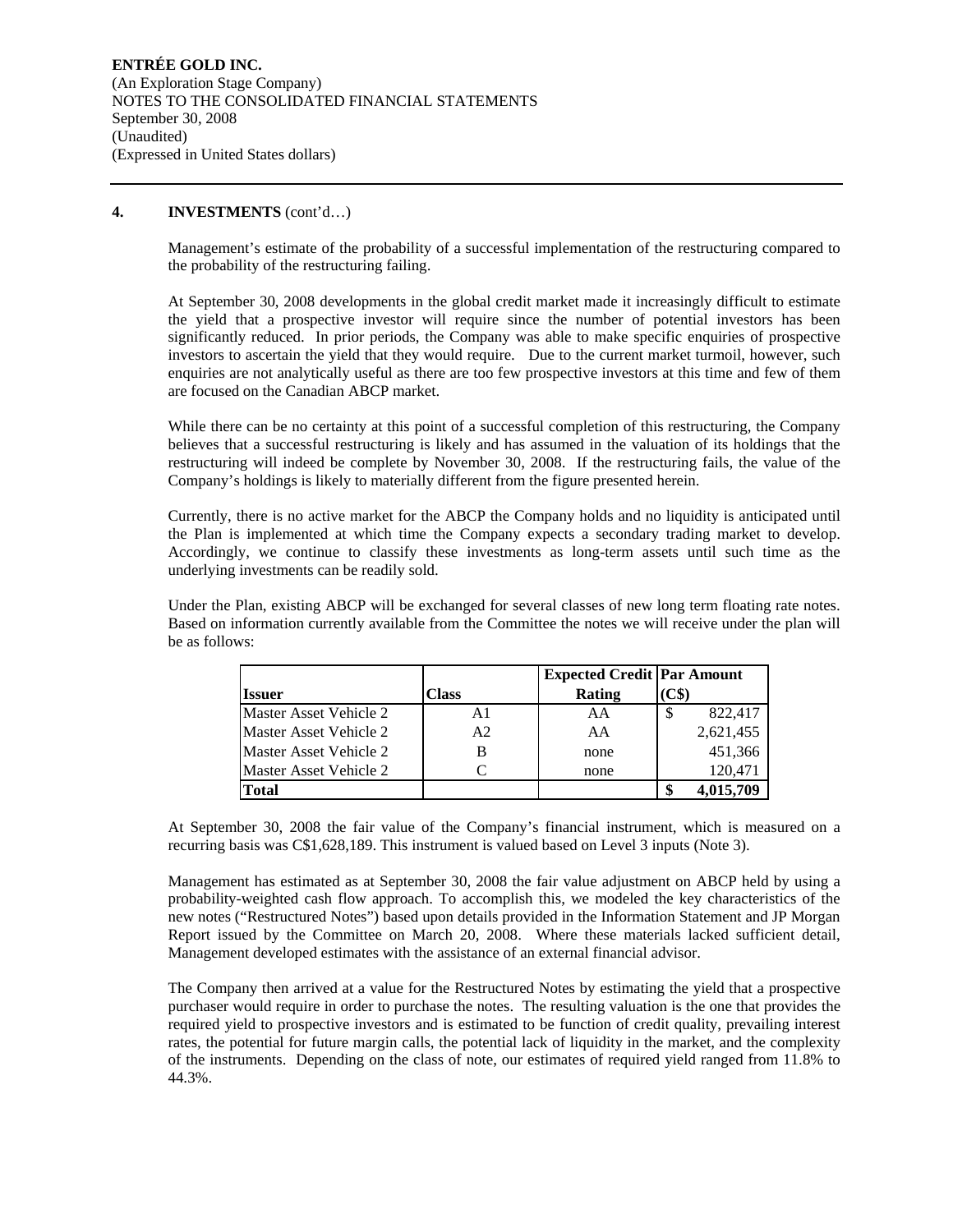### 4. INVESTMENTS (cont'd…)

Management's estimate of the probability of a successful implementation of the restructuring compared to the probability of the restructuring failing.

At September 30, 2008 developments in the global credit market made it increasingly difficult to estimate the yield that a prospective investor will require since the number of potential investors has been significantly reduced. In prior periods, the Company was able to make specific enquiries of prospective investors to ascertain the yield that they would require. Due to the current market turmoil, however, such enquiries are not analytically useful as there are too few prospective investors at this time and few of them are focused on the Canadian ABCP market.

While there can be no certainty at this point of a successful completion of this restructuring, the Company believes that a successful restructuring is likely and has assumed in the valuation of its holdings that the restructuring will indeed be complete by November 30, 2008. If the restructuring fails, the value of the Company's holdings is likely to materially different from the figure presented herein.

Currently, there is no active market for the ABCP the Company holds and no liquidity is anticipated until the Plan is implemented at which time the Company expects a secondary trading market to develop. Accordingly, we continue to classify these investments as long-term assets until such time as the underlying investments can be readily sold.

Under the Plan, existing ABCP will be exchanged for several classes of new long term floating rate notes. Based on information currently available from the Committee the notes we will receive under the plan will be as follows:

| Issuer | Class | Expected Credit Rating | Par Amount (C$) |
|---|---|---|---|
| Master Asset Vehicle 2 | A1 | AA | $ 822,417 |
| Master Asset Vehicle 2 | A2 | AA | 2,621,455 |
| Master Asset Vehicle 2 | B | none | 451,366 |
| Master Asset Vehicle 2 | C | none | 120,471 |
| **Total** | | | **$ 4,015,709** |

At September 30, 2008 the fair value of the Company's financial instrument, which is measured on a recurring basis was C$1,628,189. This instrument is valued based on Level 3 inputs (Note 3).

Management has estimated as at September 30, 2008 the fair value adjustment on ABCP held by using a probability-weighted cash flow approach. To accomplish this, we modeled the key characteristics of the new notes ("Restructured Notes") based upon details provided in the Information Statement and JP Morgan Report issued by the Committee on March 20, 2008. Where these materials lacked sufficient detail, Management developed estimates with the assistance of an external financial advisor.

The Company then arrived at a value for the Restructured Notes by estimating the yield that a prospective purchaser would require in order to purchase the notes. The resulting valuation is the one that provides the required yield to prospective investors and is estimated to be function of credit quality, prevailing interest rates, the potential for future margin calls, the potential lack of liquidity in the market, and the complexity of the instruments. Depending on the class of note, our estimates of required yield ranged from 11.8% to 44.3%.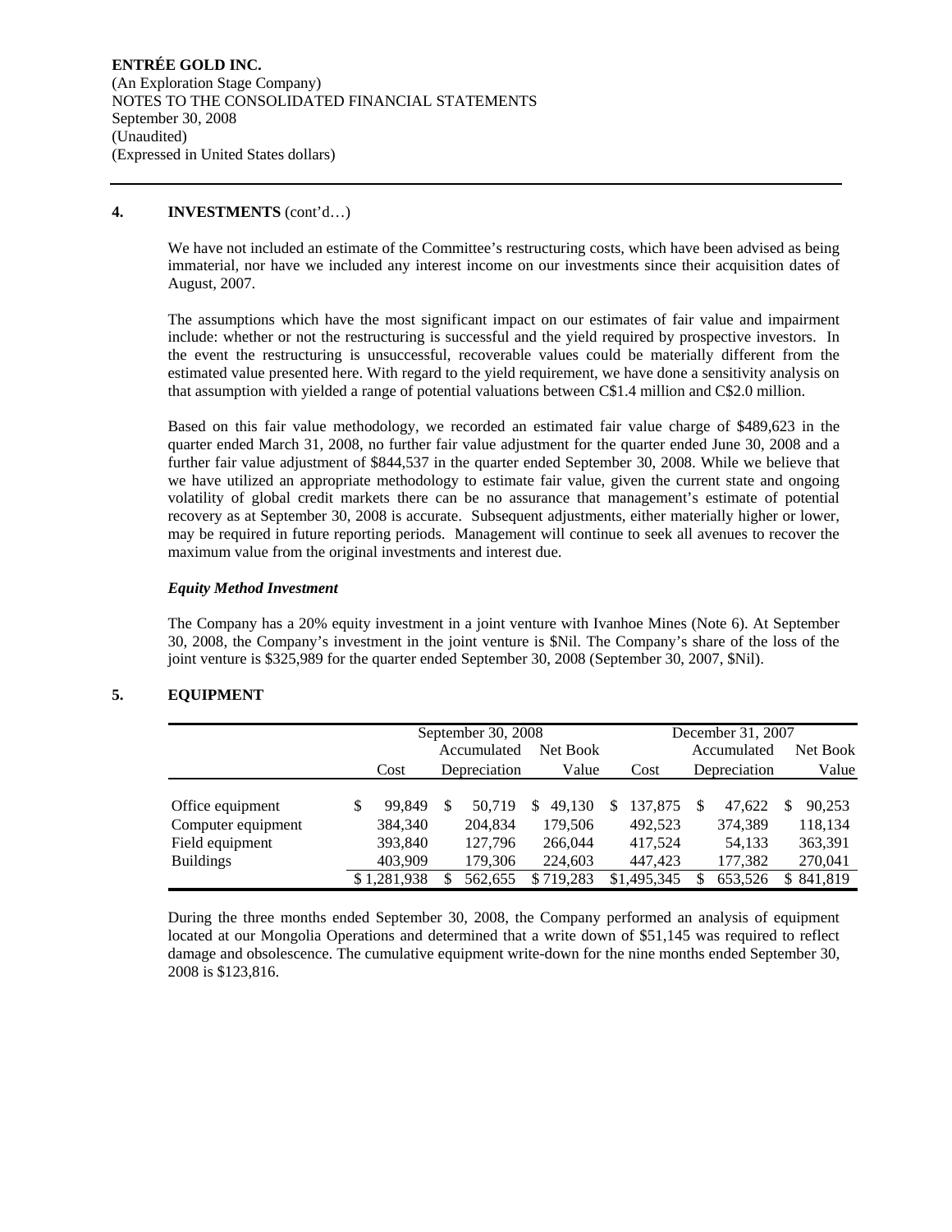## 4. INVESTMENTS (cont'd…)

We have not included an estimate of the Committee's restructuring costs, which have been advised as being immaterial, nor have we included any interest income on our investments since their acquisition dates of August, 2007.

The assumptions which have the most significant impact on our estimates of fair value and impairment include: whether or not the restructuring is successful and the yield required by prospective investors. In the event the restructuring is unsuccessful, recoverable values could be materially different from the estimated value presented here. With regard to the yield requirement, we have done a sensitivity analysis on that assumption with yielded a range of potential valuations between C$1.4 million and C$2.0 million.

Based on this fair value methodology, we recorded an estimated fair value charge of $489,623 in the quarter ended March 31, 2008, no further fair value adjustment for the quarter ended June 30, 2008 and a further fair value adjustment of $844,537 in the quarter ended September 30, 2008. While we believe that we have utilized an appropriate methodology to estimate fair value, given the current state and ongoing volatility of global credit markets there can be no assurance that management's estimate of potential recovery as at September 30, 2008 is accurate. Subsequent adjustments, either materially higher or lower, may be required in future reporting periods. Management will continue to seek all avenues to recover the maximum value from the original investments and interest due.

***Equity Method Investment***

The Company has a 20% equity investment in a joint venture with Ivanhoe Mines (Note 6). At September 30, 2008, the Company's investment in the joint venture is $Nil. The Company's share of the loss of the joint venture is $325,989 for the quarter ended September 30, 2008 (September 30, 2007, $Nil).

## 5. EQUIPMENT

| | September 30, 2008 | | | December 31, 2007 | | |
|---|---|---|---|---|---|---|
| | Cost | Accumulated Depreciation | Net Book Value | Cost | Accumulated Depreciation | Net Book Value |
| Office equipment | $ 99,849 | $ 50,719 | $ 49,130 | $ 137,875 | $ 47,622 | $ 90,253 |
| Computer equipment | 384,340 | 204,834 | 179,506 | 492,523 | 374,389 | 118,134 |
| Field equipment | 393,840 | 127,796 | 266,044 | 417,524 | 54,133 | 363,391 |
| Buildings | 403,909 | 179,306 | 224,603 | 447,423 | 177,382 | 270,041 |
| | $ 1,281,938 | $ 562,655 | $ 719,283 | $1,495,345 | $ 653,526 | $ 841,819 |

During the three months ended September 30, 2008, the Company performed an analysis of equipment located at our Mongolia Operations and determined that a write down of $51,145 was required to reflect damage and obsolescence. The cumulative equipment write-down for the nine months ended September 30, 2008 is $123,816.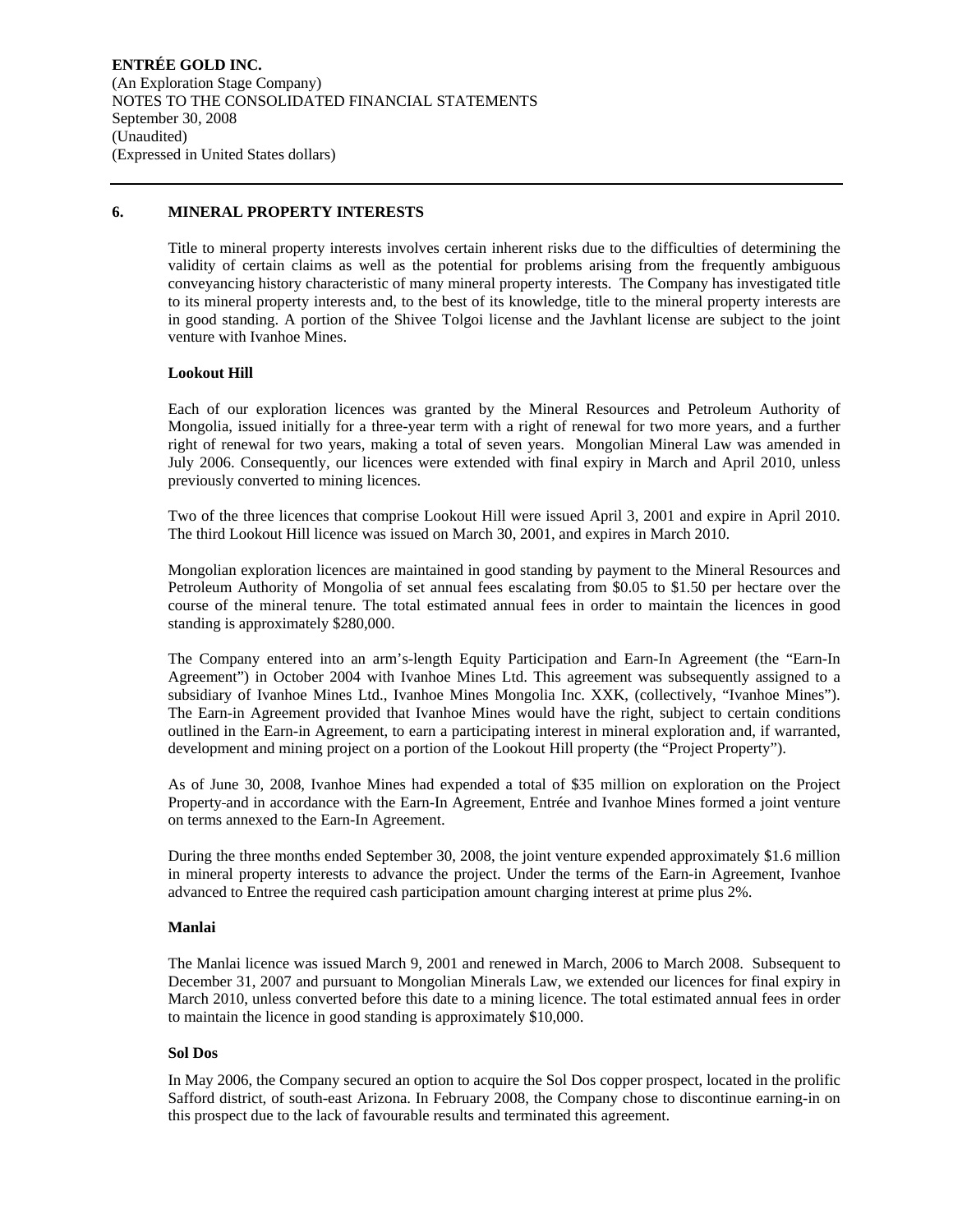**ENTRÉE GOLD INC.**
(An Exploration Stage Company)
NOTES TO THE CONSOLIDATED FINANCIAL STATEMENTS
September 30, 2008
(Unaudited)
(Expressed in United States dollars)

## 6. MINERAL PROPERTY INTERESTS

Title to mineral property interests involves certain inherent risks due to the difficulties of determining the validity of certain claims as well as the potential for problems arising from the frequently ambiguous conveyancing history characteristic of many mineral property interests. The Company has investigated title to its mineral property interests and, to the best of its knowledge, title to the mineral property interests are in good standing. A portion of the Shivee Tolgoi license and the Javhlant license are subject to the joint venture with Ivanhoe Mines.

### Lookout Hill

Each of our exploration licences was granted by the Mineral Resources and Petroleum Authority of Mongolia, issued initially for a three-year term with a right of renewal for two more years, and a further right of renewal for two years, making a total of seven years. Mongolian Mineral Law was amended in July 2006. Consequently, our licences were extended with final expiry in March and April 2010, unless previously converted to mining licences.

Two of the three licences that comprise Lookout Hill were issued April 3, 2001 and expire in April 2010. The third Lookout Hill licence was issued on March 30, 2001, and expires in March 2010.

Mongolian exploration licences are maintained in good standing by payment to the Mineral Resources and Petroleum Authority of Mongolia of set annual fees escalating from $0.05 to $1.50 per hectare over the course of the mineral tenure. The total estimated annual fees in order to maintain the licences in good standing is approximately $280,000.

The Company entered into an arm's-length Equity Participation and Earn-In Agreement (the "Earn-In Agreement") in October 2004 with Ivanhoe Mines Ltd. This agreement was subsequently assigned to a subsidiary of Ivanhoe Mines Ltd., Ivanhoe Mines Mongolia Inc. XXK, (collectively, "Ivanhoe Mines"). The Earn-in Agreement provided that Ivanhoe Mines would have the right, subject to certain conditions outlined in the Earn-in Agreement, to earn a participating interest in mineral exploration and, if warranted, development and mining project on a portion of the Lookout Hill property (the "Project Property").

As of June 30, 2008, Ivanhoe Mines had expended a total of $35 million on exploration on the Project Property-and in accordance with the Earn-In Agreement, Entrée and Ivanhoe Mines formed a joint venture on terms annexed to the Earn-In Agreement.

During the three months ended September 30, 2008, the joint venture expended approximately $1.6 million in mineral property interests to advance the project. Under the terms of the Earn-in Agreement, Ivanhoe advanced to Entree the required cash participation amount charging interest at prime plus 2%.

### Manlai

The Manlai licence was issued March 9, 2001 and renewed in March, 2006 to March 2008. Subsequent to December 31, 2007 and pursuant to Mongolian Minerals Law, we extended our licences for final expiry in March 2010, unless converted before this date to a mining licence. The total estimated annual fees in order to maintain the licence in good standing is approximately $10,000.

### Sol Dos

In May 2006, the Company secured an option to acquire the Sol Dos copper prospect, located in the prolific Safford district, of south-east Arizona. In February 2008, the Company chose to discontinue earning-in on this prospect due to the lack of favourable results and terminated this agreement.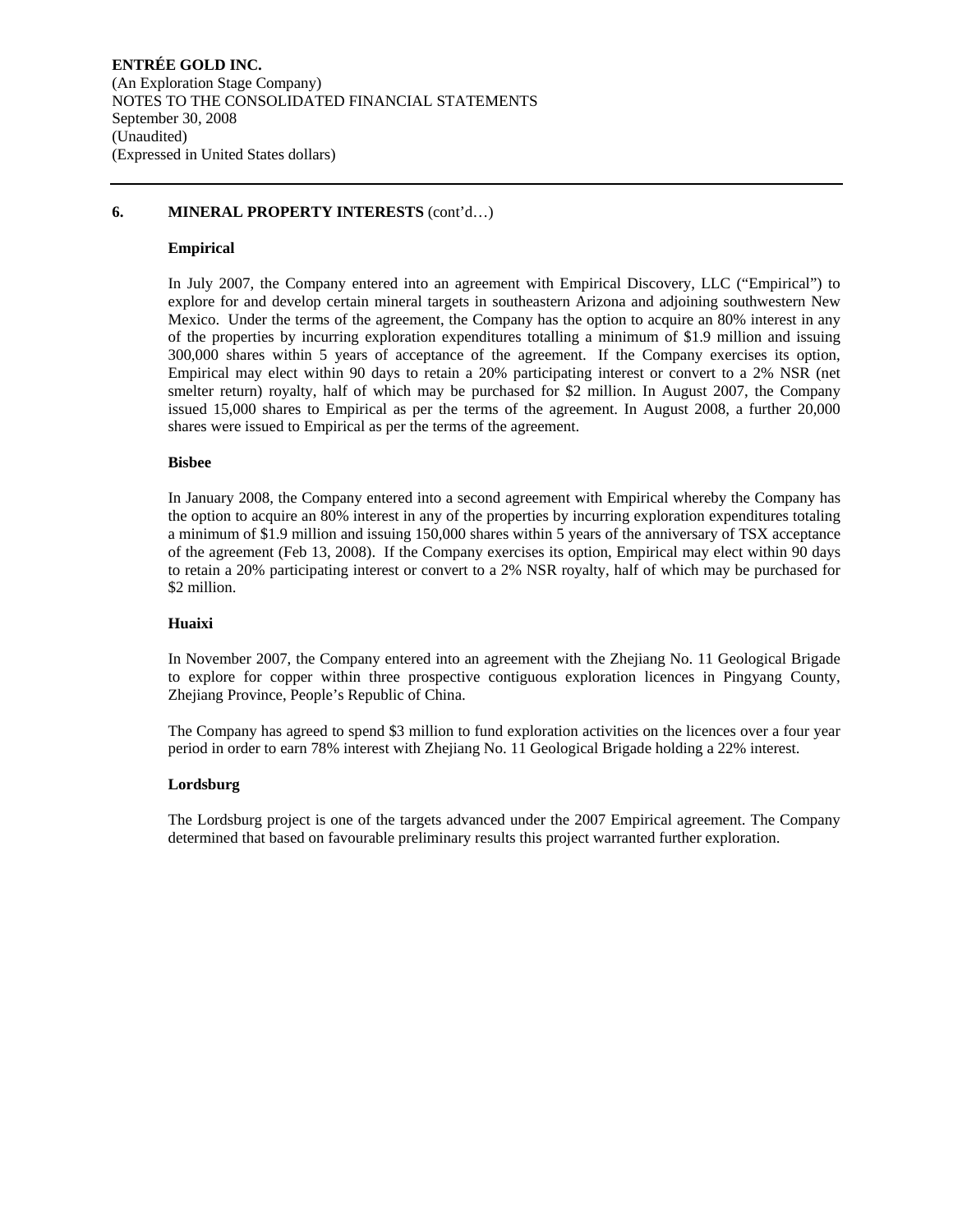## 6. MINERAL PROPERTY INTERESTS (cont'd…)

### Empirical

In July 2007, the Company entered into an agreement with Empirical Discovery, LLC ("Empirical") to explore for and develop certain mineral targets in southeastern Arizona and adjoining southwestern New Mexico. Under the terms of the agreement, the Company has the option to acquire an 80% interest in any of the properties by incurring exploration expenditures totalling a minimum of $1.9 million and issuing 300,000 shares within 5 years of acceptance of the agreement. If the Company exercises its option, Empirical may elect within 90 days to retain a 20% participating interest or convert to a 2% NSR (net smelter return) royalty, half of which may be purchased for $2 million. In August 2007, the Company issued 15,000 shares to Empirical as per the terms of the agreement. In August 2008, a further 20,000 shares were issued to Empirical as per the terms of the agreement.

### Bisbee

In January 2008, the Company entered into a second agreement with Empirical whereby the Company has the option to acquire an 80% interest in any of the properties by incurring exploration expenditures totaling a minimum of $1.9 million and issuing 150,000 shares within 5 years of the anniversary of TSX acceptance of the agreement (Feb 13, 2008). If the Company exercises its option, Empirical may elect within 90 days to retain a 20% participating interest or convert to a 2% NSR royalty, half of which may be purchased for $2 million.

### Huaixi

In November 2007, the Company entered into an agreement with the Zhejiang No. 11 Geological Brigade to explore for copper within three prospective contiguous exploration licences in Pingyang County, Zhejiang Province, People's Republic of China.

The Company has agreed to spend $3 million to fund exploration activities on the licences over a four year period in order to earn 78% interest with Zhejiang No. 11 Geological Brigade holding a 22% interest.

### Lordsburg

The Lordsburg project is one of the targets advanced under the 2007 Empirical agreement. The Company determined that based on favourable preliminary results this project warranted further exploration.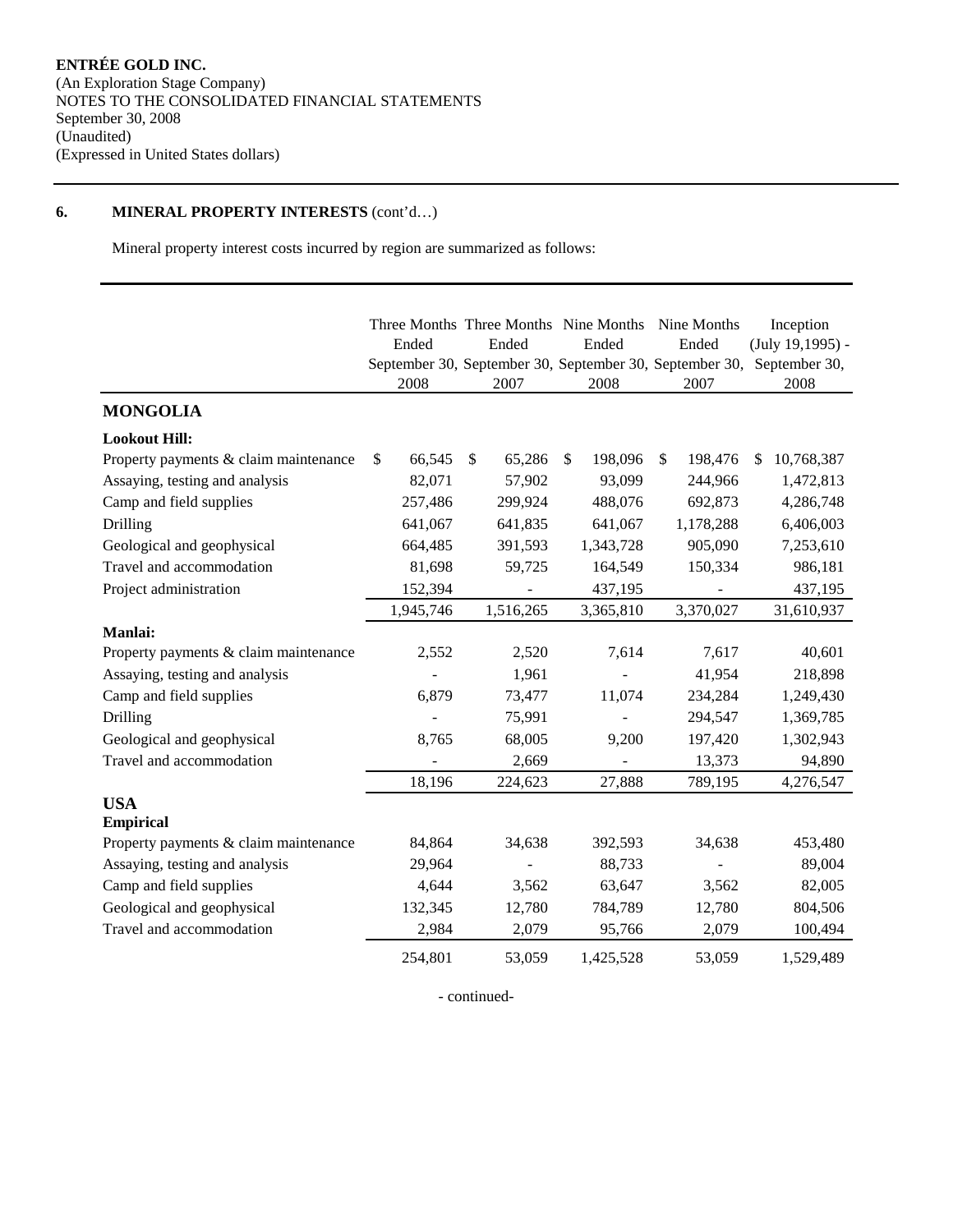**ENTRÉE GOLD INC.**
(An Exploration Stage Company)
NOTES TO THE CONSOLIDATED FINANCIAL STATEMENTS
September 30, 2008
(Unaudited)
(Expressed in United States dollars)

## 6. MINERAL PROPERTY INTERESTS (cont'd…)

Mineral property interest costs incurred by region are summarized as follows:

| | Three Months Ended September 30, 2008 | Three Months Ended September 30, 2007 | Nine Months Ended September 30, 2008 | Nine Months Ended September 30, 2007 | Inception (July 19,1995) - September 30, 2008 |
|---|---|---|---|---|---|
| **MONGOLIA** | | | | | |
| **Lookout Hill:** | | | | | |
| Property payments & claim maintenance | $ 66,545 | $ 65,286 | $ 198,096 | $ 198,476 | $ 10,768,387 |
| Assaying, testing and analysis | 82,071 | 57,902 | 93,099 | 244,966 | 1,472,813 |
| Camp and field supplies | 257,486 | 299,924 | 488,076 | 692,873 | 4,286,748 |
| Drilling | 641,067 | 641,835 | 641,067 | 1,178,288 | 6,406,003 |
| Geological and geophysical | 664,485 | 391,593 | 1,343,728 | 905,090 | 7,253,610 |
| Travel and accommodation | 81,698 | 59,725 | 164,549 | 150,334 | 986,181 |
| Project administration | 152,394 | - | 437,195 | - | 437,195 |
| | 1,945,746 | 1,516,265 | 3,365,810 | 3,370,027 | 31,610,937 |
| **Manlai:** | | | | | |
| Property payments & claim maintenance | 2,552 | 2,520 | 7,614 | 7,617 | 40,601 |
| Assaying, testing and analysis | - | 1,961 | - | 41,954 | 218,898 |
| Camp and field supplies | 6,879 | 73,477 | 11,074 | 234,284 | 1,249,430 |
| Drilling | - | 75,991 | - | 294,547 | 1,369,785 |
| Geological and geophysical | 8,765 | 68,005 | 9,200 | 197,420 | 1,302,943 |
| Travel and accommodation | - | 2,669 | - | 13,373 | 94,890 |
| | 18,196 | 224,623 | 27,888 | 789,195 | 4,276,547 |
| **USA** | | | | | |
| **Empirical** | | | | | |
| Property payments & claim maintenance | 84,864 | 34,638 | 392,593 | 34,638 | 453,480 |
| Assaying, testing and analysis | 29,964 | - | 88,733 | - | 89,004 |
| Camp and field supplies | 4,644 | 3,562 | 63,647 | 3,562 | 82,005 |
| Geological and geophysical | 132,345 | 12,780 | 784,789 | 12,780 | 804,506 |
| Travel and accommodation | 2,984 | 2,079 | 95,766 | 2,079 | 100,494 |
| | 254,801 | 53,059 | 1,425,528 | 53,059 | 1,529,489 |

- continued-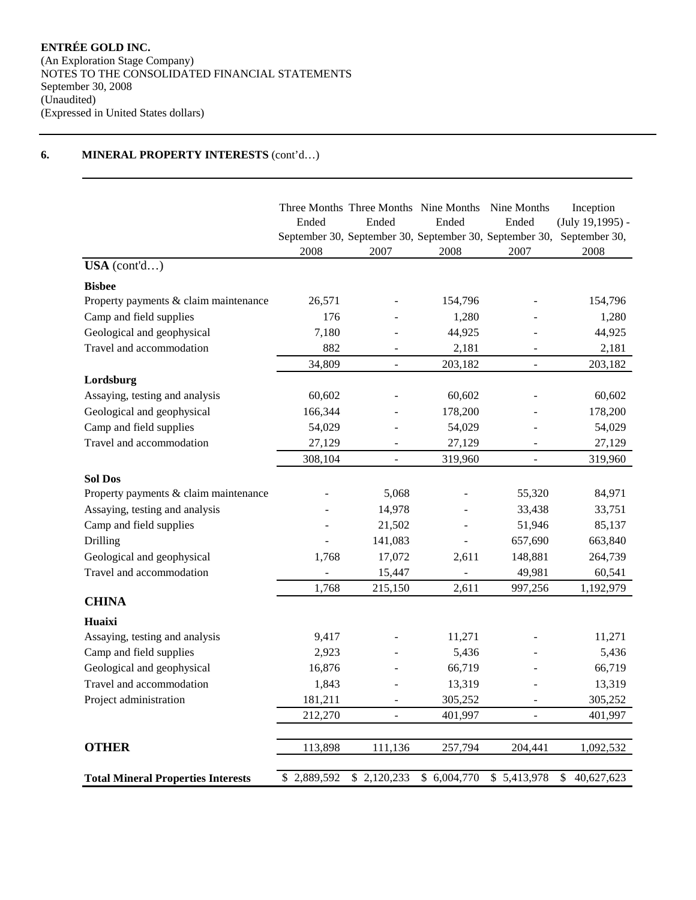**ENTRÉE GOLD INC.**
(An Exploration Stage Company)
NOTES TO THE CONSOLIDATED FINANCIAL STATEMENTS
September 30, 2008
(Unaudited)
(Expressed in United States dollars)

## 6. MINERAL PROPERTY INTERESTS (cont'd…)

| | Three Months Ended September 30, 2008 | Three Months Ended September 30, 2007 | Nine Months Ended September 30, 2008 | Nine Months Ended September 30, 2007 | Inception (July 19,1995) - September 30, 2008 |
|---|---|---|---|---|---|
| **USA** (cont'd…) | | | | | |
| **Bisbee** | | | | | |
| Property payments & claim maintenance | 26,571 | - | 154,796 | - | 154,796 |
| Camp and field supplies | 176 | - | 1,280 | - | 1,280 |
| Geological and geophysical | 7,180 | - | 44,925 | - | 44,925 |
| Travel and accommodation | 882 | - | 2,181 | - | 2,181 |
| | 34,809 | - | 203,182 | - | 203,182 |
| **Lordsburg** | | | | | |
| Assaying, testing and analysis | 60,602 | - | 60,602 | - | 60,602 |
| Geological and geophysical | 166,344 | - | 178,200 | - | 178,200 |
| Camp and field supplies | 54,029 | - | 54,029 | - | 54,029 |
| Travel and accommodation | 27,129 | - | 27,129 | - | 27,129 |
| | 308,104 | - | 319,960 | - | 319,960 |
| **Sol Dos** | | | | | |
| Property payments & claim maintenance | - | 5,068 | - | 55,320 | 84,971 |
| Assaying, testing and analysis | - | 14,978 | - | 33,438 | 33,751 |
| Camp and field supplies | - | 21,502 | - | 51,946 | 85,137 |
| Drilling | - | 141,083 | - | 657,690 | 663,840 |
| Geological and geophysical | 1,768 | 17,072 | 2,611 | 148,881 | 264,739 |
| Travel and accommodation | - | 15,447 | - | 49,981 | 60,541 |
| | 1,768 | 215,150 | 2,611 | 997,256 | 1,192,979 |
| **CHINA** | | | | | |
| **Huaixi** | | | | | |
| Assaying, testing and analysis | 9,417 | - | 11,271 | - | 11,271 |
| Camp and field supplies | 2,923 | - | 5,436 | - | 5,436 |
| Geological and geophysical | 16,876 | - | 66,719 | - | 66,719 |
| Travel and accommodation | 1,843 | - | 13,319 | - | 13,319 |
| Project administration | 181,211 | - | 305,252 | - | 305,252 |
| | 212,270 | - | 401,997 | - | 401,997 |
| **OTHER** | 113,898 | 111,136 | 257,794 | 204,441 | 1,092,532 |
| **Total Mineral Properties Interests** | $ 2,889,592 | $ 2,120,233 | $ 6,004,770 | $ 5,413,978 | $ 40,627,623 |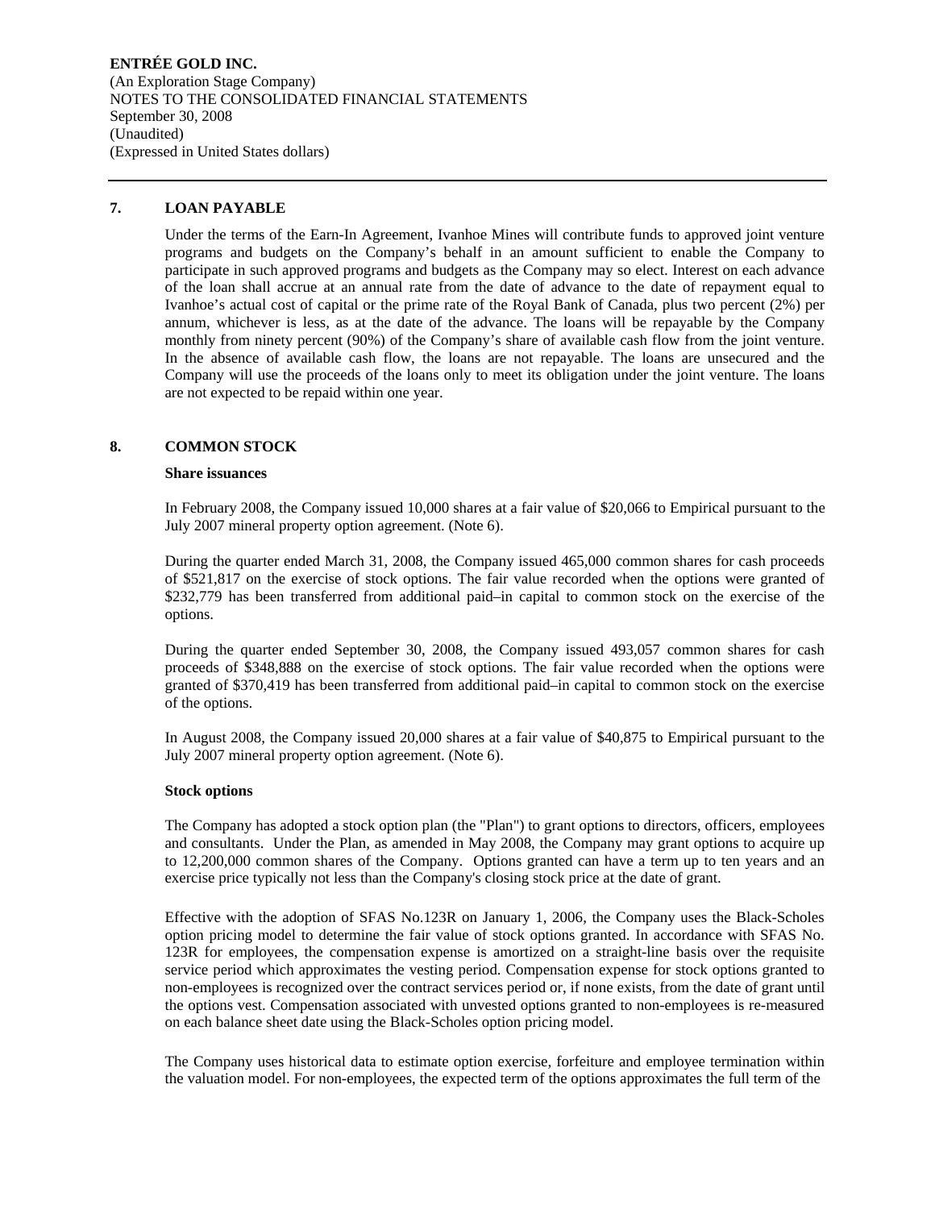## 7. LOAN PAYABLE

Under the terms of the Earn-In Agreement, Ivanhoe Mines will contribute funds to approved joint venture programs and budgets on the Company's behalf in an amount sufficient to enable the Company to participate in such approved programs and budgets as the Company may so elect. Interest on each advance of the loan shall accrue at an annual rate from the date of advance to the date of repayment equal to Ivanhoe's actual cost of capital or the prime rate of the Royal Bank of Canada, plus two percent (2%) per annum, whichever is less, as at the date of the advance. The loans will be repayable by the Company monthly from ninety percent (90%) of the Company's share of available cash flow from the joint venture. In the absence of available cash flow, the loans are not repayable. The loans are unsecured and the Company will use the proceeds of the loans only to meet its obligation under the joint venture. The loans are not expected to be repaid within one year.

## 8. COMMON STOCK

**Share issuances**

In February 2008, the Company issued 10,000 shares at a fair value of $20,066 to Empirical pursuant to the July 2007 mineral property option agreement. (Note 6).

During the quarter ended March 31, 2008, the Company issued 465,000 common shares for cash proceeds of $521,817 on the exercise of stock options. The fair value recorded when the options were granted of $232,779 has been transferred from additional paid–in capital to common stock on the exercise of the options.

During the quarter ended September 30, 2008, the Company issued 493,057 common shares for cash proceeds of $348,888 on the exercise of stock options. The fair value recorded when the options were granted of $370,419 has been transferred from additional paid–in capital to common stock on the exercise of the options.

In August 2008, the Company issued 20,000 shares at a fair value of $40,875 to Empirical pursuant to the July 2007 mineral property option agreement. (Note 6).

**Stock options**

The Company has adopted a stock option plan (the "Plan") to grant options to directors, officers, employees and consultants. Under the Plan, as amended in May 2008, the Company may grant options to acquire up to 12,200,000 common shares of the Company. Options granted can have a term up to ten years and an exercise price typically not less than the Company's closing stock price at the date of grant.

Effective with the adoption of SFAS No.123R on January 1, 2006, the Company uses the Black-Scholes option pricing model to determine the fair value of stock options granted. In accordance with SFAS No. 123R for employees, the compensation expense is amortized on a straight-line basis over the requisite service period which approximates the vesting period. Compensation expense for stock options granted to non-employees is recognized over the contract services period or, if none exists, from the date of grant until the options vest. Compensation associated with unvested options granted to non-employees is re-measured on each balance sheet date using the Black-Scholes option pricing model.

The Company uses historical data to estimate option exercise, forfeiture and employee termination within the valuation model. For non-employees, the expected term of the options approximates the full term of the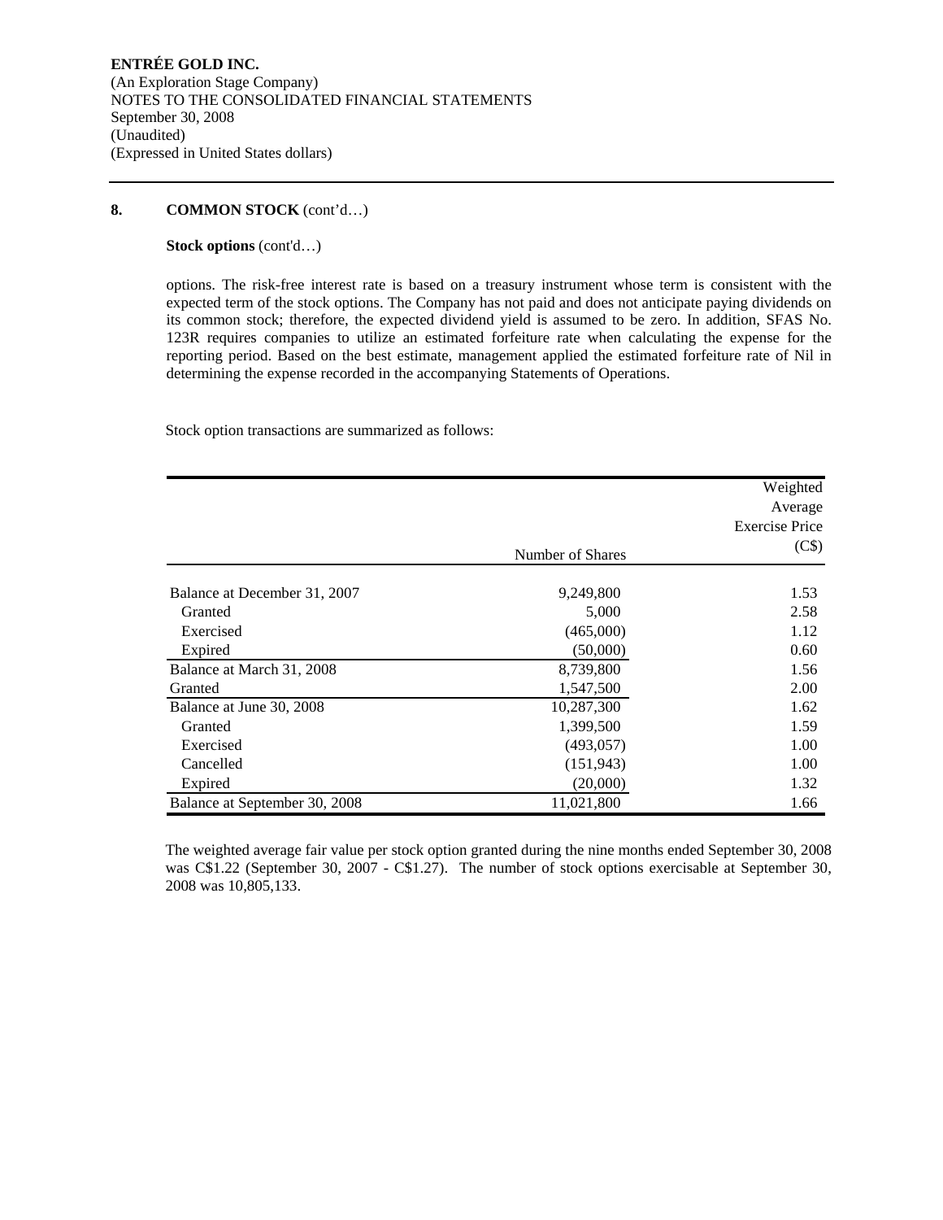**ENTRÉE GOLD INC.**
(An Exploration Stage Company)
NOTES TO THE CONSOLIDATED FINANCIAL STATEMENTS
September 30, 2008
(Unaudited)
(Expressed in United States dollars)

## 8. COMMON STOCK (cont'd…)

**Stock options** (cont'd…)

options. The risk-free interest rate is based on a treasury instrument whose term is consistent with the expected term of the stock options. The Company has not paid and does not anticipate paying dividends on its common stock; therefore, the expected dividend yield is assumed to be zero. In addition, SFAS No. 123R requires companies to utilize an estimated forfeiture rate when calculating the expense for the reporting period. Based on the best estimate, management applied the estimated forfeiture rate of Nil in determining the expense recorded in the accompanying Statements of Operations.

Stock option transactions are summarized as follows:

| | Number of Shares | Weighted Average Exercise Price (C$) |
|---|---|---|
| Balance at December 31, 2007 | 9,249,800 | 1.53 |
| Granted | 5,000 | 2.58 |
| Exercised | (465,000) | 1.12 |
| Expired | (50,000) | 0.60 |
| Balance at March 31, 2008 | 8,739,800 | 1.56 |
| Granted | 1,547,500 | 2.00 |
| Balance at June 30, 2008 | 10,287,300 | 1.62 |
| Granted | 1,399,500 | 1.59 |
| Exercised | (493,057) | 1.00 |
| Cancelled | (151,943) | 1.00 |
| Expired | (20,000) | 1.32 |
| Balance at September 30, 2008 | 11,021,800 | 1.66 |

The weighted average fair value per stock option granted during the nine months ended September 30, 2008 was C$1.22 (September 30, 2007 - C$1.27). The number of stock options exercisable at September 30, 2008 was 10,805,133.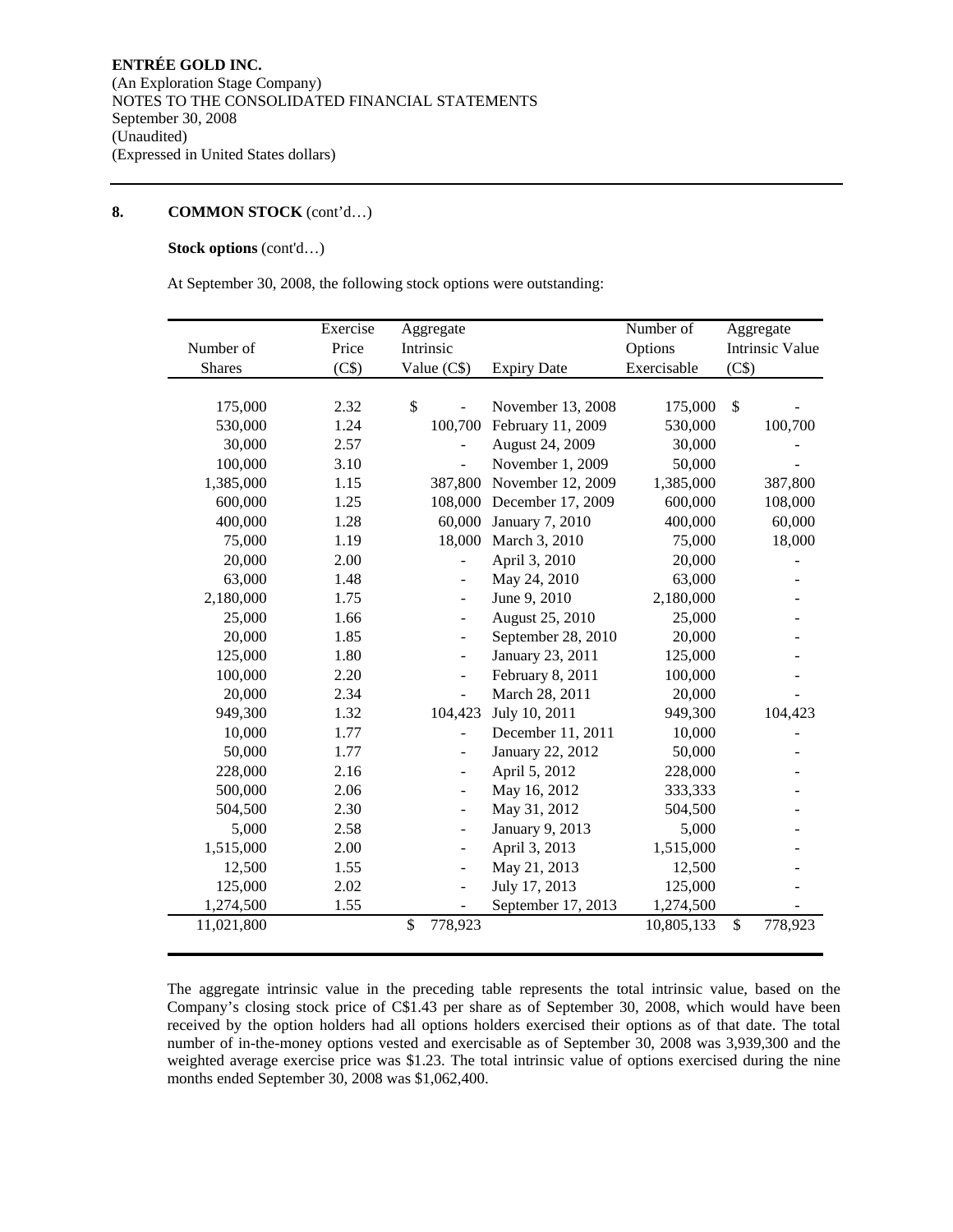**ENTRÉE GOLD INC.**
(An Exploration Stage Company)
NOTES TO THE CONSOLIDATED FINANCIAL STATEMENTS
September 30, 2008
(Unaudited)
(Expressed in United States dollars)

**8. COMMON STOCK** (cont'd…)

**Stock options** (cont'd…)

At September 30, 2008, the following stock options were outstanding:

| Number of Shares | Exercise Price (C$) | Aggregate Intrinsic Value (C$) | Expiry Date | Number of Options Exercisable | Aggregate Intrinsic Value (C$) |
|---|---|---|---|---|---|
| 175,000 | 2.32 | $ - | November 13, 2008 | 175,000 | $ - |
| 530,000 | 1.24 | 100,700 | February 11, 2009 | 530,000 | 100,700 |
| 30,000 | 2.57 | - | August 24, 2009 | 30,000 | - |
| 100,000 | 3.10 | - | November 1, 2009 | 50,000 | - |
| 1,385,000 | 1.15 | 387,800 | November 12, 2009 | 1,385,000 | 387,800 |
| 600,000 | 1.25 | 108,000 | December 17, 2009 | 600,000 | 108,000 |
| 400,000 | 1.28 | 60,000 | January 7, 2010 | 400,000 | 60,000 |
| 75,000 | 1.19 | 18,000 | March 3, 2010 | 75,000 | 18,000 |
| 20,000 | 2.00 | - | April 3, 2010 | 20,000 | - |
| 63,000 | 1.48 | - | May 24, 2010 | 63,000 | - |
| 2,180,000 | 1.75 | - | June 9, 2010 | 2,180,000 | - |
| 25,000 | 1.66 | - | August 25, 2010 | 25,000 | - |
| 20,000 | 1.85 | - | September 28, 2010 | 20,000 | - |
| 125,000 | 1.80 | - | January 23, 2011 | 125,000 | - |
| 100,000 | 2.20 | - | February 8, 2011 | 100,000 | - |
| 20,000 | 2.34 | - | March 28, 2011 | 20,000 | - |
| 949,300 | 1.32 | 104,423 | July 10, 2011 | 949,300 | 104,423 |
| 10,000 | 1.77 | - | December 11, 2011 | 10,000 | - |
| 50,000 | 1.77 | - | January 22, 2012 | 50,000 | - |
| 228,000 | 2.16 | - | April 5, 2012 | 228,000 | - |
| 500,000 | 2.06 | - | May 16, 2012 | 333,333 | - |
| 504,500 | 2.30 | - | May 31, 2012 | 504,500 | - |
| 5,000 | 2.58 | - | January 9, 2013 | 5,000 | - |
| 1,515,000 | 2.00 | - | April 3, 2013 | 1,515,000 | - |
| 12,500 | 1.55 | - | May 21, 2013 | 12,500 | - |
| 125,000 | 2.02 | - | July 17, 2013 | 125,000 | - |
| 1,274,500 | 1.55 | - | September 17, 2013 | 1,274,500 | - |
| 11,021,800 | | $ 778,923 | | 10,805,133 | $ 778,923 |

The aggregate intrinsic value in the preceding table represents the total intrinsic value, based on the Company's closing stock price of C$1.43 per share as of September 30, 2008, which would have been received by the option holders had all options holders exercised their options as of that date. The total number of in-the-money options vested and exercisable as of September 30, 2008 was 3,939,300 and the weighted average exercise price was $1.23. The total intrinsic value of options exercised during the nine months ended September 30, 2008 was $1,062,400.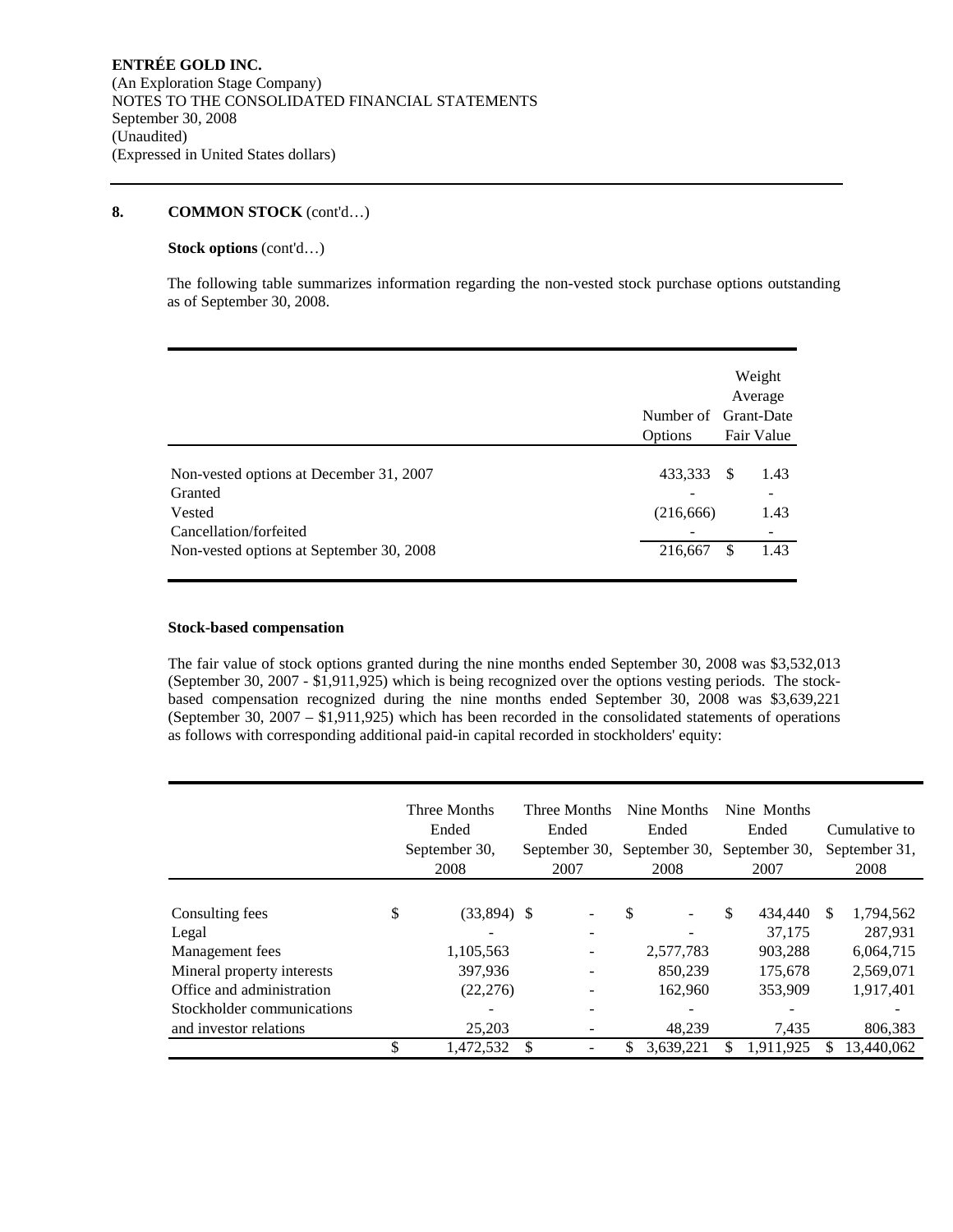**ENTRÉE GOLD INC.**
(An Exploration Stage Company)
NOTES TO THE CONSOLIDATED FINANCIAL STATEMENTS
September 30, 2008
(Unaudited)
(Expressed in United States dollars)

## 8. COMMON STOCK (cont'd…)

**Stock options** (cont'd…)

The following table summarizes information regarding the non-vested stock purchase options outstanding as of September 30, 2008.

| | Number of Options | Weight Average Grant-Date Fair Value |
|---|---|---|
| Non-vested options at December 31, 2007 | 433,333 | $ 1.43 |
| Granted | - | - |
| Vested | (216,666) | 1.43 |
| Cancellation/forfeited | - | - |
| Non-vested options at September 30, 2008 | 216,667 | $ 1.43 |

**Stock-based compensation**

The fair value of stock options granted during the nine months ended September 30, 2008 was $3,532,013 (September 30, 2007 - $1,911,925) which is being recognized over the options vesting periods. The stock-based compensation recognized during the nine months ended September 30, 2008 was $3,639,221 (September 30, 2007 – $1,911,925) which has been recorded in the consolidated statements of operations as follows with corresponding additional paid-in capital recorded in stockholders' equity:

| | Three Months Ended September 30, 2008 | Three Months Ended September 30, 2007 | Nine Months Ended September 30, 2008 | Nine Months Ended September 30, 2007 | Cumulative to September 31, 2008 |
|---|---|---|---|---|---|
| Consulting fees | $ (33,894) | $ - | $ - | $ 434,440 | $ 1,794,562 |
| Legal | - | - | - | 37,175 | 287,931 |
| Management fees | 1,105,563 | - | 2,577,783 | 903,288 | 6,064,715 |
| Mineral property interests | 397,936 | - | 850,239 | 175,678 | 2,569,071 |
| Office and administration | (22,276) | - | 162,960 | 353,909 | 1,917,401 |
| Stockholder communications | - | - | - | - | - |
| and investor relations | 25,203 | - | 48,239 | 7,435 | 806,383 |
| | $ 1,472,532 | $ - | $ 3,639,221 | $ 1,911,925 | $ 13,440,062 |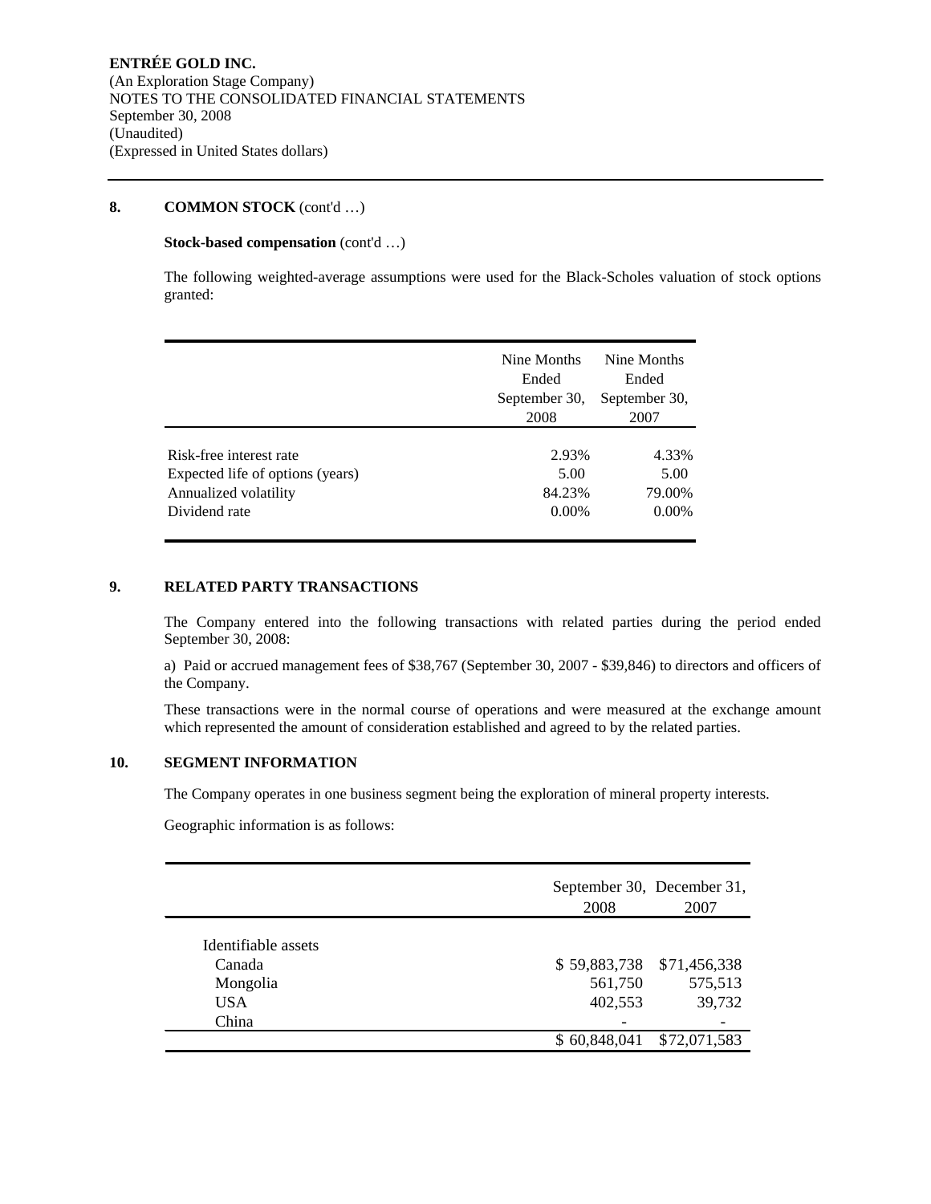**ENTRÉE GOLD INC.**
(An Exploration Stage Company)
NOTES TO THE CONSOLIDATED FINANCIAL STATEMENTS
September 30, 2008
(Unaudited)
(Expressed in United States dollars)

## 8. COMMON STOCK (cont'd …)

**Stock-based compensation** (cont'd …)

The following weighted-average assumptions were used for the Black-Scholes valuation of stock options granted:

| | Nine Months Ended September 30, 2008 | Nine Months Ended September 30, 2007 |
|---|---|---|
| Risk-free interest rate | 2.93% | 4.33% |
| Expected life of options (years) | 5.00 | 5.00 |
| Annualized volatility | 84.23% | 79.00% |
| Dividend rate | 0.00% | 0.00% |

## 9. RELATED PARTY TRANSACTIONS

The Company entered into the following transactions with related parties during the period ended September 30, 2008:

a) Paid or accrued management fees of $38,767 (September 30, 2007 - $39,846) to directors and officers of the Company.

These transactions were in the normal course of operations and were measured at the exchange amount which represented the amount of consideration established and agreed to by the related parties.

## 10. SEGMENT INFORMATION

The Company operates in one business segment being the exploration of mineral property interests.

Geographic information is as follows:

| | September 30, 2008 | December 31, 2007 |
|---|---|---|
| Identifiable assets | | |
| Canada | $ 59,883,738 | $71,456,338 |
| Mongolia | 561,750 | 575,513 |
| USA | 402,553 | 39,732 |
| China | - | - |
| | $ 60,848,041 | $72,071,583 |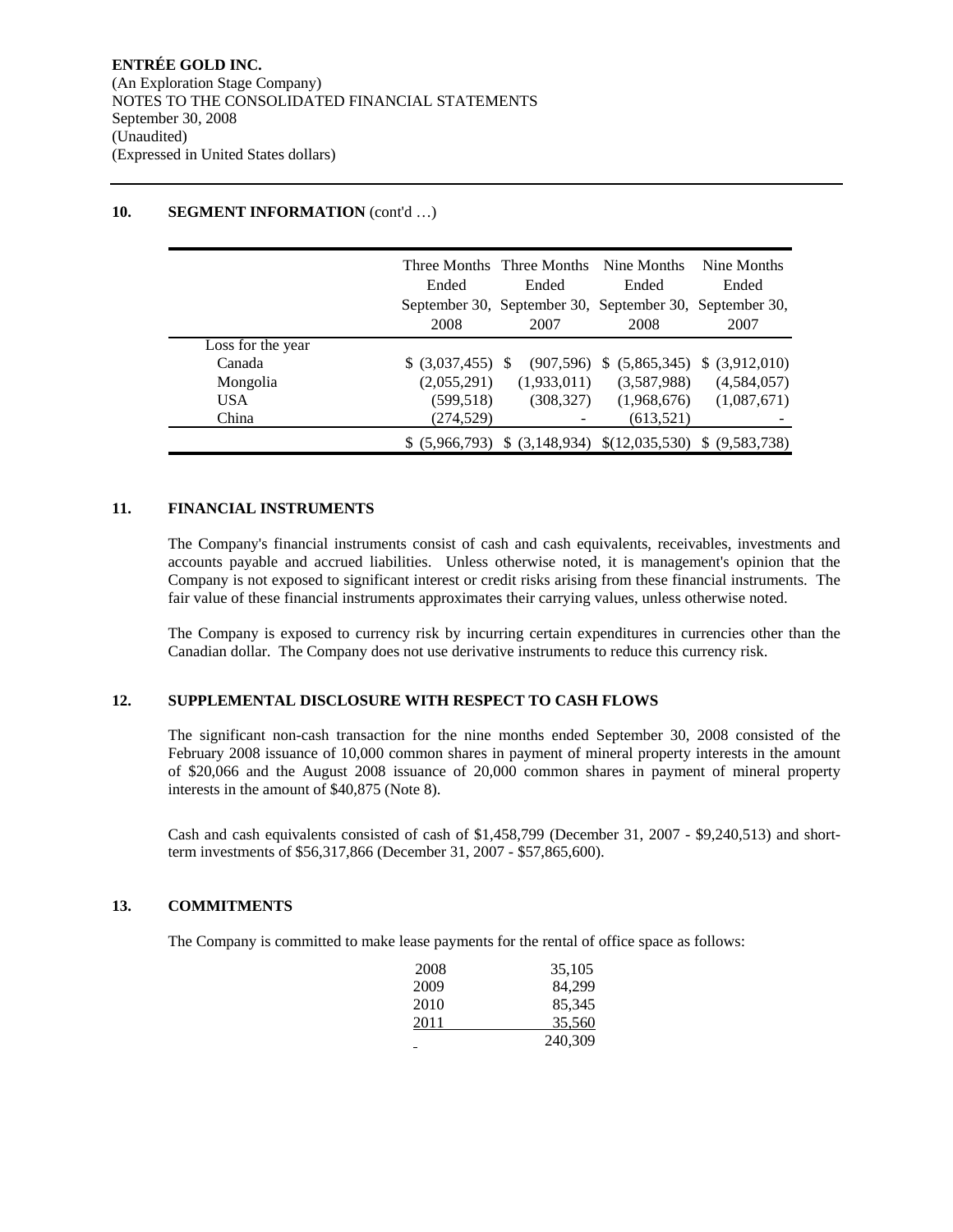**ENTRÉE GOLD INC.**
(An Exploration Stage Company)
NOTES TO THE CONSOLIDATED FINANCIAL STATEMENTS
September 30, 2008
(Unaudited)
(Expressed in United States dollars)

## 10. SEGMENT INFORMATION (cont'd …)

| | Three Months Ended September 30, 2008 | Three Months Ended September 30, 2007 | Nine Months Ended September 30, 2008 | Nine Months Ended September 30, 2007 |
|---|---|---|---|---|
| Loss for the year | | | | |
| Canada | $ (3,037,455) | $ (907,596) | $ (5,865,345) | $ (3,912,010) |
| Mongolia | (2,055,291) | (1,933,011) | (3,587,988) | (4,584,057) |
| USA | (599,518) | (308,327) | (1,968,676) | (1,087,671) |
| China | (274,529) | - | (613,521) | - |
| | $ (5,966,793) | $ (3,148,934) | $(12,035,530) | $ (9,583,738) |

## 11. FINANCIAL INSTRUMENTS

The Company's financial instruments consist of cash and cash equivalents, receivables, investments and accounts payable and accrued liabilities. Unless otherwise noted, it is management's opinion that the Company is not exposed to significant interest or credit risks arising from these financial instruments. The fair value of these financial instruments approximates their carrying values, unless otherwise noted.

The Company is exposed to currency risk by incurring certain expenditures in currencies other than the Canadian dollar. The Company does not use derivative instruments to reduce this currency risk.

## 12. SUPPLEMENTAL DISCLOSURE WITH RESPECT TO CASH FLOWS

The significant non-cash transaction for the nine months ended September 30, 2008 consisted of the February 2008 issuance of 10,000 common shares in payment of mineral property interests in the amount of $20,066 and the August 2008 issuance of 20,000 common shares in payment of mineral property interests in the amount of $40,875 (Note 8).

Cash and cash equivalents consisted of cash of $1,458,799 (December 31, 2007 - $9,240,513) and short-term investments of $56,317,866 (December 31, 2007 - $57,865,600).

## 13. COMMITMENTS

The Company is committed to make lease payments for the rental of office space as follows:

| | |
|---|---|
| 2008 | 35,105 |
| 2009 | 84,299 |
| 2010 | 85,345 |
| 2011 | 35,560 |
| | 240,309 |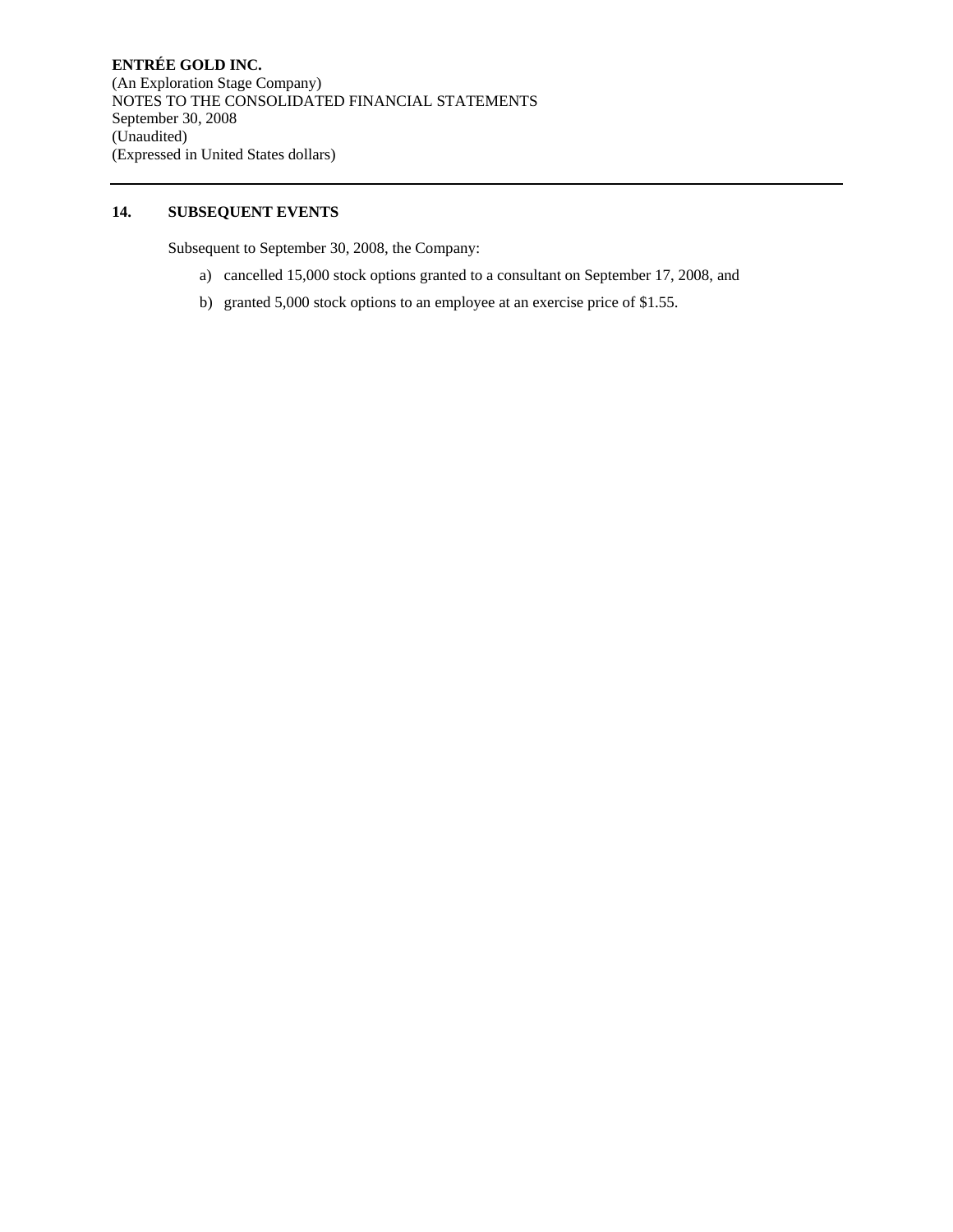**ENTRÉE GOLD INC.**
(An Exploration Stage Company)
NOTES TO THE CONSOLIDATED FINANCIAL STATEMENTS
September 30, 2008
(Unaudited)
(Expressed in United States dollars)

## 14. SUBSEQUENT EVENTS

Subsequent to September 30, 2008, the Company:

a) cancelled 15,000 stock options granted to a consultant on September 17, 2008, and

b) granted 5,000 stock options to an employee at an exercise price of $1.55.